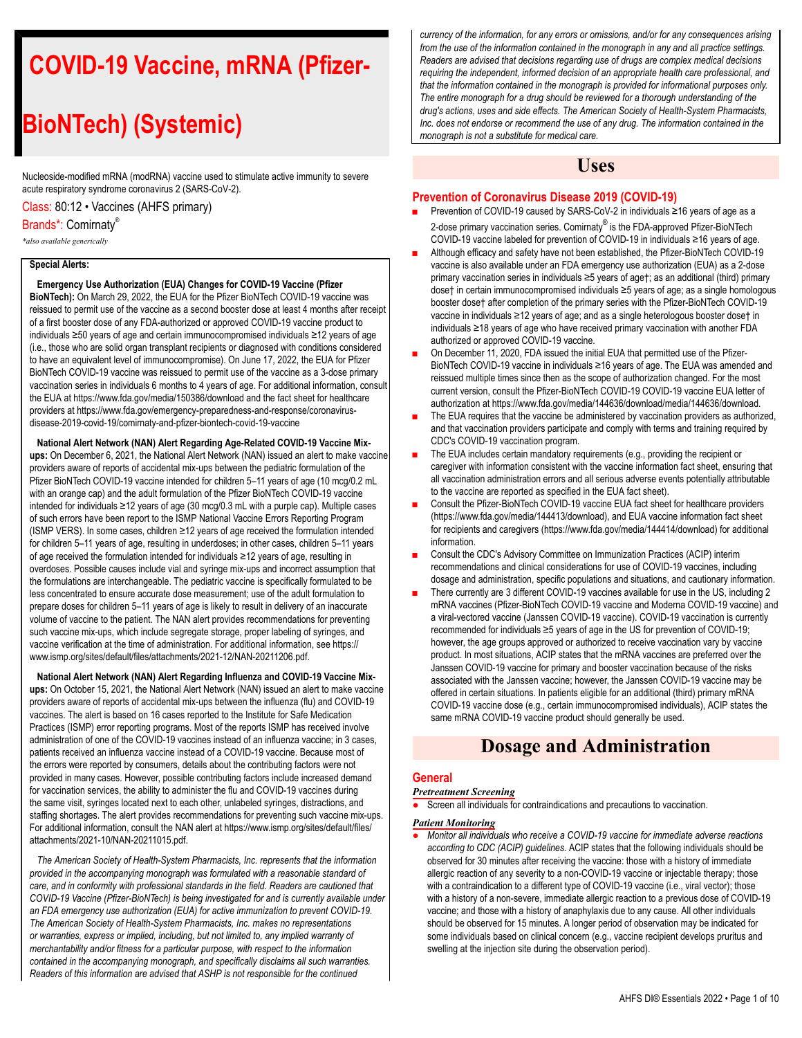# COVID-19 Vaccine, mRNA (Pfizer-BioNTech) (Systemic)

Nucleoside-modified mRNA (modRNA) vaccine used to stimulate active immunity to severe acute respiratory syndrome coronavirus 2 (SARS-CoV-2).

Class: 80:12 • Vaccines (AHFS primary)

Brands*: Comirnaty®

*\*also available generically*

**Special Alerts:**

**Emergency Use Authorization (EUA) Changes for COVID-19 Vaccine (Pfizer BioNTech):** On March 29, 2022, the EUA for the Pfizer BioNTech COVID-19 vaccine was reissued to permit use of the vaccine as a second booster dose at least 4 months after receipt of a first booster dose of any FDA-authorized or approved COVID-19 vaccine product to individuals ≥50 years of age and certain immunocompromised individuals ≥12 years of age (i.e., those who are solid organ transplant recipients or diagnosed with conditions considered to have an equivalent level of immunocompromise). On June 17, 2022, the EUA for Pfizer BioNTech COVID-19 vaccine was reissued to permit use of the vaccine as a 3-dose primary vaccination series in individuals 6 months to 4 years of age. For additional information, consult the EUA at https://www.fda.gov/media/150386/download and the fact sheet for healthcare providers at https://www.fda.gov/emergency-preparedness-and-response/coronavirus-disease-2019-covid-19/comirnaty-and-pfizer-biontech-covid-19-vaccine

**National Alert Network (NAN) Alert Regarding Age-Related COVID-19 Vaccine Mix-ups:** On December 6, 2021, the National Alert Network (NAN) issued an alert to make vaccine providers aware of reports of accidental mix-ups between the pediatric formulation of the Pfizer BioNTech COVID-19 vaccine intended for children 5–11 years of age (10 mcg/0.2 mL with an orange cap) and the adult formulation of the Pfizer BioNTech COVID-19 vaccine intended for individuals ≥12 years of age (30 mcg/0.3 mL with a purple cap). Multiple cases of such errors have been report to the ISMP National Vaccine Errors Reporting Program (ISMP VERS). In some cases, children ≥12 years of age received the formulation intended for children 5–11 years of age, resulting in underdoses; in other cases, children 5–11 years of age received the formulation intended for individuals ≥12 years of age, resulting in overdoses. Possible causes include vial and syringe mix-ups and incorrect assumption that the formulations are interchangeable. The pediatric vaccine is specifically formulated to be less concentrated to ensure accurate dose measurement; use of the adult formulation to prepare doses for children 5–11 years of age is likely to result in delivery of an inaccurate volume of vaccine to the patient. The NAN alert provides recommendations for preventing such vaccine mix-ups, which include segregate storage, proper labeling of syringes, and vaccine verification at the time of administration. For additional information, see https://www.ismp.org/sites/default/files/attachments/2021-12/NAN-20211206.pdf.

**National Alert Network (NAN) Alert Regarding Influenza and COVID-19 Vaccine Mix-ups:** On October 15, 2021, the National Alert Network (NAN) issued an alert to make vaccine providers aware of reports of accidental mix-ups between the influenza (flu) and COVID-19 vaccines. The alert is based on 16 cases reported to the Institute for Safe Medication Practices (ISMP) error reporting programs. Most of the reports ISMP has received involve administration of one of the COVID-19 vaccines instead of an influenza vaccine; in 3 cases, patients received an influenza vaccine instead of a COVID-19 vaccine. Because most of the errors were reported by consumers, details about the contributing factors were not provided in many cases. However, possible contributing factors include increased demand for vaccination services, the ability to administer the flu and COVID-19 vaccines during the same visit, syringes located next to each other, unlabeled syringes, distractions, and staffing shortages. The alert provides recommendations for preventing such vaccine mix-ups. For additional information, consult the NAN alert at https://www.ismp.org/sites/default/files/attachments/2021-10/NAN-20211015.pdf.

*The American Society of Health-System Pharmacists, Inc. represents that the information provided in the accompanying monograph was formulated with a reasonable standard of care, and in conformity with professional standards in the field. Readers are cautioned that COVID-19 Vaccine (Pfizer-BioNTech) is being investigated for and is currently available under an FDA emergency use authorization (EUA) for active immunization to prevent COVID-19. The American Society of Health-System Pharmacists, Inc. makes no representations or warranties, express or implied, including, but not limited to, any implied warranty of merchantability and/or fitness for a particular purpose, with respect to the information contained in the accompanying monograph, and specifically disclaims all such warranties. Readers of this information are advised that ASHP is not responsible for the continued currency of the information, for any errors or omissions, and/or for any consequences arising from the use of the information contained in the monograph in any and all practice settings. Readers are advised that decisions regarding use of drugs are complex medical decisions requiring the independent, informed decision of an appropriate health care professional, and that the information contained in the monograph is provided for informational purposes only. The entire monograph for a drug should be reviewed for a thorough understanding of the drug's actions, uses and side effects. The American Society of Health-System Pharmacists, Inc. does not endorse or recommend the use of any drug. The information contained in the monograph is not a substitute for medical care.*

## Uses

### Prevention of Coronavirus Disease 2019 (COVID-19)

- Prevention of COVID-19 caused by SARS-CoV-2 in individuals ≥16 years of age as a 2-dose primary vaccination series. Comirnaty® is the FDA-approved Pfizer-BioNTech COVID-19 vaccine labeled for prevention of COVID-19 in individuals ≥16 years of age.
- Although efficacy and safety have not been established, the Pfizer-BioNTech COVID-19 vaccine is also available under an FDA emergency use authorization (EUA) as a 2-dose primary vaccination series in individuals ≥5 years of age†; as an additional (third) primary dose† in certain immunocompromised individuals ≥5 years of age; as a single homologous booster dose† after completion of the primary series with the Pfizer-BioNTech COVID-19 vaccine in individuals ≥12 years of age; and as a single heterologous booster dose† in individuals ≥18 years of age who have received primary vaccination with another FDA authorized or approved COVID-19 vaccine.
- On December 11, 2020, FDA issued the initial EUA that permitted use of the Pfizer-BioNTech COVID-19 vaccine in individuals ≥16 years of age. The EUA was amended and reissued multiple times since then as the scope of authorization changed. For the most current version, consult the Pfizer-BioNTech COVID-19 COVID-19 vaccine EUA letter of authorization at https://www.fda.gov/media/144636/download/media/144636/download.
- The EUA requires that the vaccine be administered by vaccination providers as authorized, and that vaccination providers participate and comply with terms and training required by CDC's COVID-19 vaccination program.
- The EUA includes certain mandatory requirements (e.g., providing the recipient or caregiver with information consistent with the vaccine information fact sheet, ensuring that all vaccination administration errors and all serious adverse events potentially attributable to the vaccine are reported as specified in the EUA fact sheet).
- Consult the Pfizer-BioNTech COVID-19 vaccine EUA fact sheet for healthcare providers (https://www.fda.gov/media/144413/download), and EUA vaccine information fact sheet for recipients and caregivers (https://www.fda.gov/media/144414/download) for additional information.
- Consult the CDC's Advisory Committee on Immunization Practices (ACIP) interim recommendations and clinical considerations for use of COVID-19 vaccines, including dosage and administration, specific populations and situations, and cautionary information.
- There currently are 3 different COVID-19 vaccines available for use in the US, including 2 mRNA vaccines (Pfizer-BioNTech COVID-19 vaccine and Moderna COVID-19 vaccine) and a viral-vectored vaccine (Janssen COVID-19 vaccine). COVID-19 vaccination is currently recommended for individuals ≥5 years of age in the US for prevention of COVID-19; however, the age groups approved or authorized to receive vaccination vary by vaccine product. In most situations, ACIP states that the mRNA vaccines are preferred over the Janssen COVID-19 vaccine for primary and booster vaccination because of the risks associated with the Janssen vaccine; however, the Janssen COVID-19 vaccine may be offered in certain situations. In patients eligible for an additional (third) primary mRNA COVID-19 vaccine dose (e.g., certain immunocompromised individuals), ACIP states the same mRNA COVID-19 vaccine product should generally be used.

## Dosage and Administration

### General

#### *Pretreatment Screening*

- Screen all individuals for contraindications and precautions to vaccination.

#### *Patient Monitoring*

- *Monitor all individuals who receive a COVID-19 vaccine for immediate adverse reactions according to CDC (ACIP) guidelines.* ACIP states that the following individuals should be observed for 30 minutes after receiving the vaccine: those with a history of immediate allergic reaction of any severity to a non-COVID-19 vaccine or injectable therapy; those with a contraindication to a different type of COVID-19 vaccine (i.e., viral vector); those with a history of a non-severe, immediate allergic reaction to a previous dose of COVID-19 vaccine; and those with a history of anaphylaxis due to any cause. All other individuals should be observed for 15 minutes. A longer period of observation may be indicated for some individuals based on clinical concern (e.g., vaccine recipient develops pruritus and swelling at the injection site during the observation period).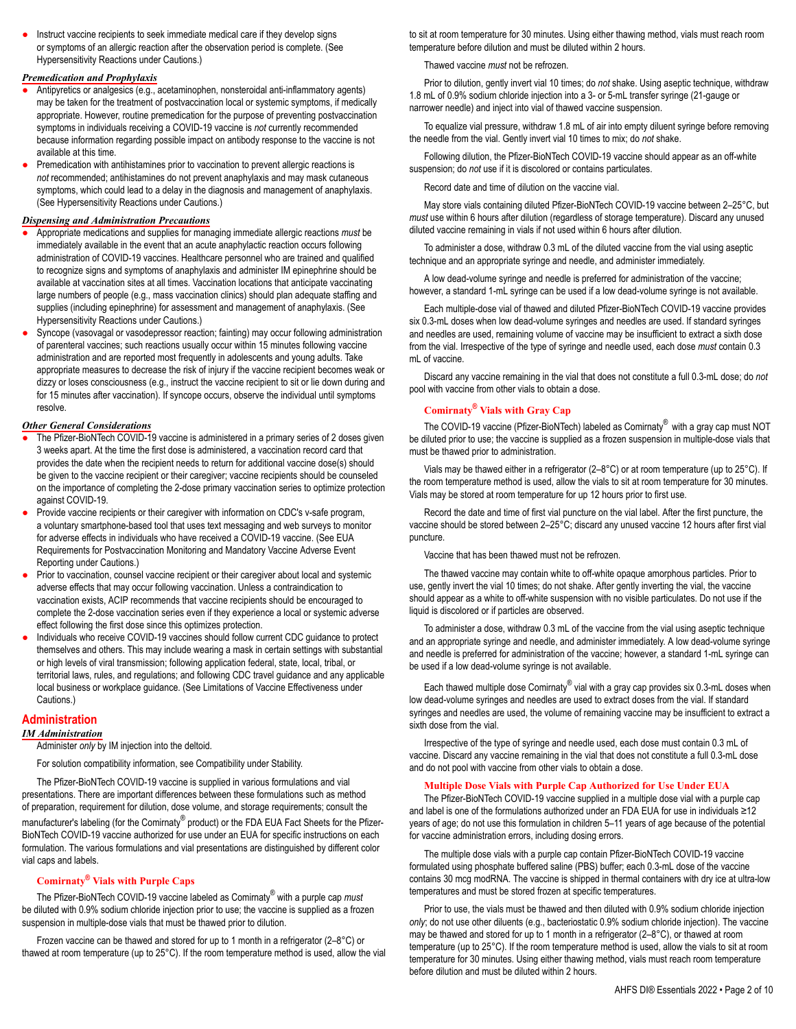- Instruct vaccine recipients to seek immediate medical care if they develop signs or symptoms of an allergic reaction after the observation period is complete. (See Hypersensitivity Reactions under Cautions.)

*Premedication and Prophylaxis*

- Antipyretics or analgesics (e.g., acetaminophen, nonsteroidal anti-inflammatory agents) may be taken for the treatment of postvaccination local or systemic symptoms, if medically appropriate. However, routine premedication for the purpose of preventing postvaccination symptoms in individuals receiving a COVID-19 vaccine is *not* currently recommended because information regarding possible impact on antibody response to the vaccine is not available at this time.
- Premedication with antihistamines prior to vaccination to prevent allergic reactions is *not* recommended; antihistamines do not prevent anaphylaxis and may mask cutaneous symptoms, which could lead to a delay in the diagnosis and management of anaphylaxis. (See Hypersensitivity Reactions under Cautions.)

*Dispensing and Administration Precautions*

- Appropriate medications and supplies for managing immediate allergic reactions *must* be immediately available in the event that an acute anaphylactic reaction occurs following administration of COVID-19 vaccines. Healthcare personnel who are trained and qualified to recognize signs and symptoms of anaphylaxis and administer IM epinephrine should be available at vaccination sites at all times. Vaccination locations that anticipate vaccinating large numbers of people (e.g., mass vaccination clinics) should plan adequate staffing and supplies (including epinephrine) for assessment and management of anaphylaxis. (See Hypersensitivity Reactions under Cautions.)
- Syncope (vasovagal or vasodepressor reaction; fainting) may occur following administration of parenteral vaccines; such reactions usually occur within 15 minutes following vaccine administration and are reported most frequently in adolescents and young adults. Take appropriate measures to decrease the risk of injury if the vaccine recipient becomes weak or dizzy or loses consciousness (e.g., instruct the vaccine recipient to sit or lie down during and for 15 minutes after vaccination). If syncope occurs, observe the individual until symptoms resolve.

*Other General Considerations*

- The Pfizer-BioNTech COVID-19 vaccine is administered in a primary series of 2 doses given 3 weeks apart. At the time the first dose is administered, a vaccination record card that provides the date when the recipient needs to return for additional vaccine dose(s) should be given to the vaccine recipient or their caregiver; vaccine recipients should be counseled on the importance of completing the 2-dose primary vaccination series to optimize protection against COVID-19.
- Provide vaccine recipients or their caregiver with information on CDC's v-safe program, a voluntary smartphone-based tool that uses text messaging and web surveys to monitor for adverse effects in individuals who have received a COVID-19 vaccine. (See EUA Requirements for Postvaccination Monitoring and Mandatory Vaccine Adverse Event Reporting under Cautions.)
- Prior to vaccination, counsel vaccine recipient or their caregiver about local and systemic adverse effects that may occur following vaccination. Unless a contraindication to vaccination exists, ACIP recommends that vaccine recipients should be encouraged to complete the 2-dose vaccination series even if they experience a local or systemic adverse effect following the first dose since this optimizes protection.
- Individuals who receive COVID-19 vaccines should follow current CDC guidance to protect themselves and others. This may include wearing a mask in certain settings with substantial or high levels of viral transmission; following application federal, state, local, tribal, or territorial laws, rules, and regulations; and following CDC travel guidance and any applicable local business or workplace guidance. (See Limitations of Vaccine Effectiveness under Cautions.)

## Administration

*IM Administration*

Administer *only* by IM injection into the deltoid.

For solution compatibility information, see Compatibility under Stability.

The Pfizer-BioNTech COVID-19 vaccine is supplied in various formulations and vial presentations. There are important differences between these formulations such as method of preparation, requirement for dilution, dose volume, and storage requirements; consult the manufacturer's labeling (for the Comirnaty® product) or the FDA EUA Fact Sheets for the Pfizer-BioNTech COVID-19 vaccine authorized for use under an EUA for specific instructions on each formulation. The various formulations and vial presentations are distinguished by different color vial caps and labels.

### Comirnaty® Vials with Purple Caps

The Pfizer-BioNTech COVID-19 vaccine labeled as Comirnaty® with a purple cap *must* be diluted with 0.9% sodium chloride injection prior to use; the vaccine is supplied as a frozen suspension in multiple-dose vials that must be thawed prior to dilution.

Frozen vaccine can be thawed and stored for up to 1 month in a refrigerator (2–8°C) or thawed at room temperature (up to 25°C). If the room temperature method is used, allow the vial to sit at room temperature for 30 minutes. Using either thawing method, vials must reach room temperature before dilution and must be diluted within 2 hours.

Thawed vaccine *must* not be refrozen.

Prior to dilution, gently invert vial 10 times; do *not* shake. Using aseptic technique, withdraw 1.8 mL of 0.9% sodium chloride injection into a 3- or 5-mL transfer syringe (21-gauge or narrower needle) and inject into vial of thawed vaccine suspension.

To equalize vial pressure, withdraw 1.8 mL of air into empty diluent syringe before removing the needle from the vial. Gently invert vial 10 times to mix; do *not* shake.

Following dilution, the Pfizer-BioNTech COVID-19 vaccine should appear as an off-white suspension; do *not* use if it is discolored or contains particulates.

Record date and time of dilution on the vaccine vial.

May store vials containing diluted Pfizer-BioNTech COVID-19 vaccine between 2–25°C, but *must* use within 6 hours after dilution (regardless of storage temperature). Discard any unused diluted vaccine remaining in vials if not used within 6 hours after dilution.

To administer a dose, withdraw 0.3 mL of the diluted vaccine from the vial using aseptic technique and an appropriate syringe and needle, and administer immediately.

A low dead-volume syringe and needle is preferred for administration of the vaccine; however, a standard 1-mL syringe can be used if a low dead-volume syringe is not available.

Each multiple-dose vial of thawed and diluted Pfizer-BioNTech COVID-19 vaccine provides six 0.3-mL doses when low dead-volume syringes and needles are used. If standard syringes and needles are used, remaining volume of vaccine may be insufficient to extract a sixth dose from the vial. Irrespective of the type of syringe and needle used, each dose *must* contain 0.3 mL of vaccine.

Discard any vaccine remaining in the vial that does not constitute a full 0.3-mL dose; do *not* pool with vaccine from other vials to obtain a dose.

### Comirnaty® Vials with Gray Cap

The COVID-19 vaccine (Pfizer-BioNTech) labeled as Comirnaty® with a gray cap must NOT be diluted prior to use; the vaccine is supplied as a frozen suspension in multiple-dose vials that must be thawed prior to administration.

Vials may be thawed either in a refrigerator (2–8°C) or at room temperature (up to 25°C). If the room temperature method is used, allow the vials to sit at room temperature for 30 minutes. Vials may be stored at room temperature for up 12 hours prior to first use.

Record the date and time of first vial puncture on the vial label. After the first puncture, the vaccine should be stored between 2–25°C; discard any unused vaccine 12 hours after first vial puncture.

Vaccine that has been thawed must not be refrozen.

The thawed vaccine may contain white to off-white opaque amorphous particles. Prior to use, gently invert the vial 10 times; do not shake. After gently inverting the vial, the vaccine should appear as a white to off-white suspension with no visible particulates. Do not use if the liquid is discolored or if particles are observed.

To administer a dose, withdraw 0.3 mL of the vaccine from the vial using aseptic technique and an appropriate syringe and needle, and administer immediately. A low dead-volume syringe and needle is preferred for administration of the vaccine; however, a standard 1-mL syringe can be used if a low dead-volume syringe is not available.

Each thawed multiple dose Comirnaty® vial with a gray cap provides six 0.3-mL doses when low dead-volume syringes and needles are used to extract doses from the vial. If standard syringes and needles are used, the volume of remaining vaccine may be insufficient to extract a sixth dose from the vial.

Irrespective of the type of syringe and needle used, each dose must contain 0.3 mL of vaccine. Discard any vaccine remaining in the vial that does not constitute a full 0.3-mL dose and do not pool with vaccine from other vials to obtain a dose.

### Multiple Dose Vials with Purple Cap Authorized for Use Under EUA

The Pfizer-BioNTech COVID-19 vaccine supplied in a multiple dose vial with a purple cap and label is one of the formulations authorized under an FDA EUA for use in individuals ≥12 years of age; do not use this formulation in children 5–11 years of age because of the potential for vaccine administration errors, including dosing errors.

The multiple dose vials with a purple cap contain Pfizer-BioNTech COVID-19 vaccine formulated using phosphate buffered saline (PBS) buffer; each 0.3-mL dose of the vaccine contains 30 mcg modRNA. The vaccine is shipped in thermal containers with dry ice at ultra-low temperatures and must be stored frozen at specific temperatures.

Prior to use, the vials must be thawed and then diluted with 0.9% sodium chloride injection *only*; do not use other diluents (e.g., bacteriostatic 0.9% sodium chloride injection). The vaccine may be thawed and stored for up to 1 month in a refrigerator (2–8°C), or thawed at room temperature (up to 25°C). If the room temperature method is used, allow the vials to sit at room temperature for 30 minutes. Using either thawing method, vials must reach room temperature before dilution and must be diluted within 2 hours.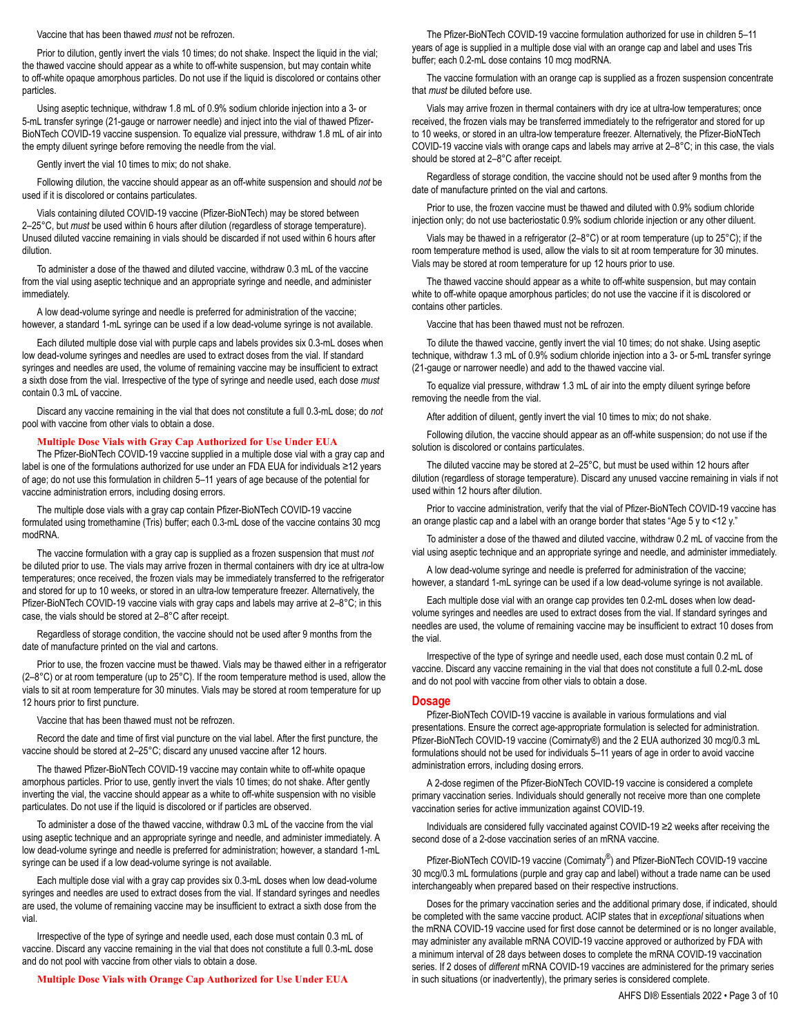Vaccine that has been thawed *must* not be refrozen.

Prior to dilution, gently invert the vials 10 times; do not shake. Inspect the liquid in the vial; the thawed vaccine should appear as a white to off-white suspension, but may contain white to off-white opaque amorphous particles. Do not use if the liquid is discolored or contains other particles.

Using aseptic technique, withdraw 1.8 mL of 0.9% sodium chloride injection into a 3- or 5-mL transfer syringe (21-gauge or narrower needle) and inject into the vial of thawed Pfizer-BioNTech COVID-19 vaccine suspension. To equalize vial pressure, withdraw 1.8 mL of air into the empty diluent syringe before removing the needle from the vial.

Gently invert the vial 10 times to mix; do not shake.

Following dilution, the vaccine should appear as an off-white suspension and should *not* be used if it is discolored or contains particulates.

Vials containing diluted COVID-19 vaccine (Pfizer-BioNTech) may be stored between 2–25°C, but *must* be used within 6 hours after dilution (regardless of storage temperature). Unused diluted vaccine remaining in vials should be discarded if not used within 6 hours after dilution.

To administer a dose of the thawed and diluted vaccine, withdraw 0.3 mL of the vaccine from the vial using aseptic technique and an appropriate syringe and needle, and administer immediately.

A low dead-volume syringe and needle is preferred for administration of the vaccine; however, a standard 1-mL syringe can be used if a low dead-volume syringe is not available.

Each diluted multiple dose vial with purple caps and labels provides six 0.3-mL doses when low dead-volume syringes and needles are used to extract doses from the vial. If standard syringes and needles are used, the volume of remaining vaccine may be insufficient to extract a sixth dose from the vial. Irrespective of the type of syringe and needle used, each dose *must* contain 0.3 mL of vaccine.

Discard any vaccine remaining in the vial that does not constitute a full 0.3-mL dose; do *not* pool with vaccine from other vials to obtain a dose.

**Multiple Dose Vials with Gray Cap Authorized for Use Under EUA**

The Pfizer-BioNTech COVID-19 vaccine supplied in a multiple dose vial with a gray cap and label is one of the formulations authorized for use under an FDA EUA for individuals ≥12 years of age; do not use this formulation in children 5–11 years of age because of the potential for vaccine administration errors, including dosing errors.

The multiple dose vials with a gray cap contain Pfizer-BioNTech COVID-19 vaccine formulated using tromethamine (Tris) buffer; each 0.3-mL dose of the vaccine contains 30 mcg modRNA.

The vaccine formulation with a gray cap is supplied as a frozen suspension that must *not* be diluted prior to use. The vials may arrive frozen in thermal containers with dry ice at ultra-low temperatures; once received, the frozen vials may be immediately transferred to the refrigerator and stored for up to 10 weeks, or stored in an ultra-low temperature freezer. Alternatively, the Pfizer-BioNTech COVID-19 vaccine vials with gray caps and labels may arrive at 2–8°C; in this case, the vials should be stored at 2–8°C after receipt.

Regardless of storage condition, the vaccine should not be used after 9 months from the date of manufacture printed on the vial and cartons.

Prior to use, the frozen vaccine must be thawed. Vials may be thawed either in a refrigerator (2–8°C) or at room temperature (up to 25°C). If the room temperature method is used, allow the vials to sit at room temperature for 30 minutes. Vials may be stored at room temperature for up 12 hours prior to first puncture.

Vaccine that has been thawed must not be refrozen.

Record the date and time of first vial puncture on the vial label. After the first puncture, the vaccine should be stored at 2–25°C; discard any unused vaccine after 12 hours.

The thawed Pfizer-BioNTech COVID-19 vaccine may contain white to off-white opaque amorphous particles. Prior to use, gently invert the vials 10 times; do not shake. After gently inverting the vial, the vaccine should appear as a white to off-white suspension with no visible particulates. Do not use if the liquid is discolored or if particles are observed.

To administer a dose of the thawed vaccine, withdraw 0.3 mL of the vaccine from the vial using aseptic technique and an appropriate syringe and needle, and administer immediately. A low dead-volume syringe and needle is preferred for administration; however, a standard 1-mL syringe can be used if a low dead-volume syringe is not available.

Each multiple dose vial with a gray cap provides six 0.3-mL doses when low dead-volume syringes and needles are used to extract doses from the vial. If standard syringes and needles are used, the volume of remaining vaccine may be insufficient to extract a sixth dose from the vial.

Irrespective of the type of syringe and needle used, each dose must contain 0.3 mL of vaccine. Discard any vaccine remaining in the vial that does not constitute a full 0.3-mL dose and do not pool with vaccine from other vials to obtain a dose.

**Multiple Dose Vials with Orange Cap Authorized for Use Under EUA**

The Pfizer-BioNTech COVID-19 vaccine formulation authorized for use in children 5–11 years of age is supplied in a multiple dose vial with an orange cap and label and uses Tris buffer; each 0.2-mL dose contains 10 mcg modRNA.

The vaccine formulation with an orange cap is supplied as a frozen suspension concentrate that *must* be diluted before use.

Vials may arrive frozen in thermal containers with dry ice at ultra-low temperatures; once received, the frozen vials may be transferred immediately to the refrigerator and stored for up to 10 weeks, or stored in an ultra-low temperature freezer. Alternatively, the Pfizer-BioNTech COVID-19 vaccine vials with orange caps and labels may arrive at 2–8°C; in this case, the vials should be stored at 2–8°C after receipt.

Regardless of storage condition, the vaccine should not be used after 9 months from the date of manufacture printed on the vial and cartons.

Prior to use, the frozen vaccine must be thawed and diluted with 0.9% sodium chloride injection only; do not use bacteriostatic 0.9% sodium chloride injection or any other diluent.

Vials may be thawed in a refrigerator (2–8°C) or at room temperature (up to 25°C); if the room temperature method is used, allow the vials to sit at room temperature for 30 minutes. Vials may be stored at room temperature for up 12 hours prior to use.

The thawed vaccine should appear as a white to off-white suspension, but may contain white to off-white opaque amorphous particles; do not use the vaccine if it is discolored or contains other particles.

Vaccine that has been thawed must not be refrozen.

To dilute the thawed vaccine, gently invert the vial 10 times; do not shake. Using aseptic technique, withdraw 1.3 mL of 0.9% sodium chloride injection into a 3- or 5-mL transfer syringe (21-gauge or narrower needle) and add to the thawed vaccine vial.

To equalize vial pressure, withdraw 1.3 mL of air into the empty diluent syringe before removing the needle from the vial.

After addition of diluent, gently invert the vial 10 times to mix; do not shake.

Following dilution, the vaccine should appear as an off-white suspension; do not use if the solution is discolored or contains particulates.

The diluted vaccine may be stored at 2–25°C, but must be used within 12 hours after dilution (regardless of storage temperature). Discard any unused vaccine remaining in vials if not used within 12 hours after dilution.

Prior to vaccine administration, verify that the vial of Pfizer-BioNTech COVID-19 vaccine has an orange plastic cap and a label with an orange border that states "Age 5 y to <12 y."

To administer a dose of the thawed and diluted vaccine, withdraw 0.2 mL of vaccine from the vial using aseptic technique and an appropriate syringe and needle, and administer immediately.

A low dead-volume syringe and needle is preferred for administration of the vaccine; however, a standard 1-mL syringe can be used if a low dead-volume syringe is not available.

Each multiple dose vial with an orange cap provides ten 0.2-mL doses when low dead-volume syringes and needles are used to extract doses from the vial. If standard syringes and needles are used, the volume of remaining vaccine may be insufficient to extract 10 doses from the vial.

Irrespective of the type of syringe and needle used, each dose must contain 0.2 mL of vaccine. Discard any vaccine remaining in the vial that does not constitute a full 0.2-mL dose and do not pool with vaccine from other vials to obtain a dose.

## Dosage

Pfizer-BioNTech COVID-19 vaccine is available in various formulations and vial presentations. Ensure the correct age-appropriate formulation is selected for administration. Pfizer-BioNTech COVID-19 vaccine (Comirnaty®) and the 2 EUA authorized 30 mcg/0.3 mL formulations should not be used for individuals 5–11 years of age in order to avoid vaccine administration errors, including dosing errors.

A 2-dose regimen of the Pfizer-BioNTech COVID-19 vaccine is considered a complete primary vaccination series. Individuals should generally not receive more than one complete vaccination series for active immunization against COVID-19.

Individuals are considered fully vaccinated against COVID-19 ≥2 weeks after receiving the second dose of a 2-dose vaccination series of an mRNA vaccine.

Pfizer-BioNTech COVID-19 vaccine (Comirnaty®) and Pfizer-BioNTech COVID-19 vaccine 30 mcg/0.3 mL formulations (purple and gray cap and label) without a trade name can be used interchangeably when prepared based on their respective instructions.

Doses for the primary vaccination series and the additional primary dose, if indicated, should be completed with the same vaccine product. ACIP states that in *exceptional* situations when the mRNA COVID-19 vaccine used for first dose cannot be determined or is no longer available, may administer any available mRNA COVID-19 vaccine approved or authorized by FDA with a minimum interval of 28 days between doses to complete the mRNA COVID-19 vaccination series. If 2 doses of *different* mRNA COVID-19 vaccines are administered for the primary series in such situations (or inadvertently), the primary series is considered complete.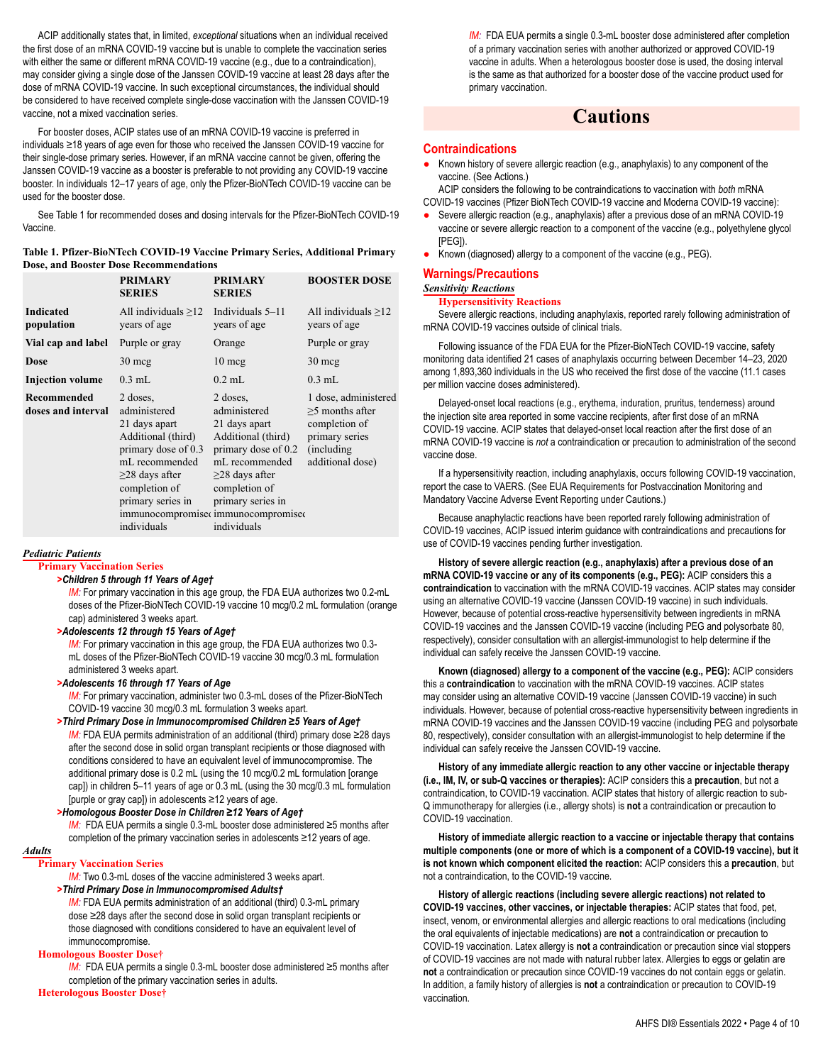ACIP additionally states that, in limited, *exceptional* situations when an individual received the first dose of an mRNA COVID-19 vaccine but is unable to complete the vaccination series with either the same or different mRNA COVID-19 vaccine (e.g., due to a contraindication), may consider giving a single dose of the Janssen COVID-19 vaccine at least 28 days after the dose of mRNA COVID-19 vaccine. In such exceptional circumstances, the individual should be considered to have received complete single-dose vaccination with the Janssen COVID-19 vaccine, not a mixed vaccination series.

For booster doses, ACIP states use of an mRNA COVID-19 vaccine is preferred in individuals ≥18 years of age even for those who received the Janssen COVID-19 vaccine for their single-dose primary series. However, if an mRNA vaccine cannot be given, offering the Janssen COVID-19 vaccine as a booster is preferable to not providing any COVID-19 vaccine booster. In individuals 12–17 years of age, only the Pfizer-BioNTech COVID-19 vaccine can be used for the booster dose.

See Table 1 for recommended doses and dosing intervals for the Pfizer-BioNTech COVID-19 Vaccine.

**Table 1. Pfizer-BioNTech COVID-19 Vaccine Primary Series, Additional Primary Dose, and Booster Dose Recommendations**

| | PRIMARY SERIES | PRIMARY SERIES | BOOSTER DOSE |
|---|---|---|---|
| **Indicated population** | All individuals ≥12 years of age | Individuals 5–11 years of age | All individuals ≥12 years of age |
| **Vial cap and label** | Purple or gray | Orange | Purple or gray |
| **Dose** | 30 mcg | 10 mcg | 30 mcg |
| **Injection volume** | 0.3 mL | 0.2 mL | 0.3 mL |
| **Recommended doses and interval** | 2 doses, administered 21 days apart Additional (third) primary dose of 0.3 mL recommended ≥28 days after completion of primary series in immunocompromised individuals | 2 doses, administered 21 days apart Additional (third) primary dose of 0.2 mL recommended ≥28 days after completion of primary series in immunocompromised individuals | 1 dose, administered ≥5 months after completion of primary series (including additional dose) |

***Pediatric Patients***

**Primary Vaccination Series**

***>Children 5 through 11 Years of Age†***

*IM:* For primary vaccination in this age group, the FDA EUA authorizes two 0.2-mL doses of the Pfizer-BioNTech COVID-19 vaccine 10 mcg/0.2 mL formulation (orange cap) administered 3 weeks apart.

***>Adolescents 12 through 15 Years of Age†***

*IM:* For primary vaccination in this age group, the FDA EUA authorizes two 0.3-mL doses of the Pfizer-BioNTech COVID-19 vaccine 30 mcg/0.3 mL formulation administered 3 weeks apart.

***>Adolescents 16 through 17 Years of Age***

*IM:* For primary vaccination, administer two 0.3-mL doses of the Pfizer-BioNTech COVID-19 vaccine 30 mcg/0.3 mL formulation 3 weeks apart.

***>Third Primary Dose in Immunocompromised Children ≥5 Years of Age†***

*IM:* FDA EUA permits administration of an additional (third) primary dose ≥28 days after the second dose in solid organ transplant recipients or those diagnosed with conditions considered to have an equivalent level of immunocompromise. The additional primary dose is 0.2 mL (using the 10 mcg/0.2 mL formulation [orange cap]) in children 5–11 years of age or 0.3 mL (using the 30 mcg/0.3 mL formulation [purple or gray cap]) in adolescents ≥12 years of age.

***>Homologous Booster Dose in Children ≥12 Years of Age†***

*IM:* FDA EUA permits a single 0.3-mL booster dose administered ≥5 months after completion of the primary vaccination series in adolescents ≥12 years of age.

***Adults***

**Primary Vaccination Series**

*IM:* Two 0.3-mL doses of the vaccine administered 3 weeks apart.

***>Third Primary Dose in Immunocompromised Adults†***

*IM:* FDA EUA permits administration of an additional (third) 0.3-mL primary dose ≥28 days after the second dose in solid organ transplant recipients or those diagnosed with conditions considered to have an equivalent level of immunocompromise.

**Homologous Booster Dose†**

*IM:* FDA EUA permits a single 0.3-mL booster dose administered ≥5 months after completion of the primary vaccination series in adults.

**Heterologous Booster Dose†**

*IM:* FDA EUA permits a single 0.3-mL booster dose administered after completion of a primary vaccination series with another authorized or approved COVID-19 vaccine in adults. When a heterologous booster dose is used, the dosing interval is the same as that authorized for a booster dose of the vaccine product used for primary vaccination.

# Cautions

## Contraindications

- Known history of severe allergic reaction (e.g., anaphylaxis) to any component of the vaccine. (See Actions.)

ACIP considers the following to be contraindications to vaccination with *both* mRNA COVID-19 vaccines (Pfizer BioNTech COVID-19 vaccine and Moderna COVID-19 vaccine):

- Severe allergic reaction (e.g., anaphylaxis) after a previous dose of an mRNA COVID-19 vaccine or severe allergic reaction to a component of the vaccine (e.g., polyethylene glycol [PEG]).
- Known (diagnosed) allergy to a component of the vaccine (e.g., PEG).

## Warnings/Precautions

***Sensitivity Reactions***

**Hypersensitivity Reactions**

Severe allergic reactions, including anaphylaxis, reported rarely following administration of mRNA COVID-19 vaccines outside of clinical trials.

Following issuance of the FDA EUA for the Pfizer-BioNTech COVID-19 vaccine, safety monitoring data identified 21 cases of anaphylaxis occurring between December 14–23, 2020 among 1,893,360 individuals in the US who received the first dose of the vaccine (11.1 cases per million vaccine doses administered).

Delayed-onset local reactions (e.g., erythema, induration, pruritus, tenderness) around the injection site area reported in some vaccine recipients, after first dose of an mRNA COVID-19 vaccine. ACIP states that delayed-onset local reaction after the first dose of an mRNA COVID-19 vaccine is *not* a contraindication or precaution to administration of the second vaccine dose.

If a hypersensitivity reaction, including anaphylaxis, occurs following COVID-19 vaccination, report the case to VAERS. (See EUA Requirements for Postvaccination Monitoring and Mandatory Vaccine Adverse Event Reporting under Cautions.)

Because anaphylactic reactions have been reported rarely following administration of COVID-19 vaccines, ACIP issued interim guidance with contraindications and precautions for use of COVID-19 vaccines pending further investigation.

**History of severe allergic reaction (e.g., anaphylaxis) after a previous dose of an mRNA COVID-19 vaccine or any of its components (e.g., PEG):** ACIP considers this a **contraindication** to vaccination with the mRNA COVID-19 vaccines. ACIP states may consider using an alternative COVID-19 vaccine (Janssen COVID-19 vaccine) in such individuals. However, because of potential cross-reactive hypersensitivity between ingredients in mRNA COVID-19 vaccines and the Janssen COVID-19 vaccine (including PEG and polysorbate 80, respectively), consider consultation with an allergist-immunologist to help determine if the individual can safely receive the Janssen COVID-19 vaccine.

**Known (diagnosed) allergy to a component of the vaccine (e.g., PEG):** ACIP considers this a **contraindication** to vaccination with the mRNA COVID-19 vaccines. ACIP states may consider using an alternative COVID-19 vaccine (Janssen COVID-19 vaccine) in such individuals. However, because of potential cross-reactive hypersensitivity between ingredients in mRNA COVID-19 vaccines and the Janssen COVID-19 vaccine (including PEG and polysorbate 80, respectively), consider consultation with an allergist-immunologist to help determine if the individual can safely receive the Janssen COVID-19 vaccine.

**History of any immediate allergic reaction to any other vaccine or injectable therapy (i.e., IM, IV, or sub-Q vaccines or therapies):** ACIP considers this a **precaution**, but not a contraindication, to COVID-19 vaccination. ACIP states that history of allergic reaction to sub-Q immunotherapy for allergies (i.e., allergy shots) is **not** a contraindication or precaution to COVID-19 vaccination.

**History of immediate allergic reaction to a vaccine or injectable therapy that contains multiple components (one or more of which is a component of a COVID-19 vaccine), but it is not known which component elicited the reaction:** ACIP considers this a **precaution**, but not a contraindication, to the COVID-19 vaccine.

**History of allergic reactions (including severe allergic reactions) not related to COVID-19 vaccines, other vaccines, or injectable therapies:** ACIP states that food, pet, insect, venom, or environmental allergies and allergic reactions to oral medications (including the oral equivalents of injectable medications) are **not** a contraindication or precaution to COVID-19 vaccination. Latex allergy is **not** a contraindication or precaution since vial stoppers of COVID-19 vaccines are not made with natural rubber latex. Allergies to eggs or gelatin are **not** a contraindication or precaution since COVID-19 vaccines do not contain eggs or gelatin. In addition, a family history of allergies is **not** a contraindication or precaution to COVID-19 vaccination.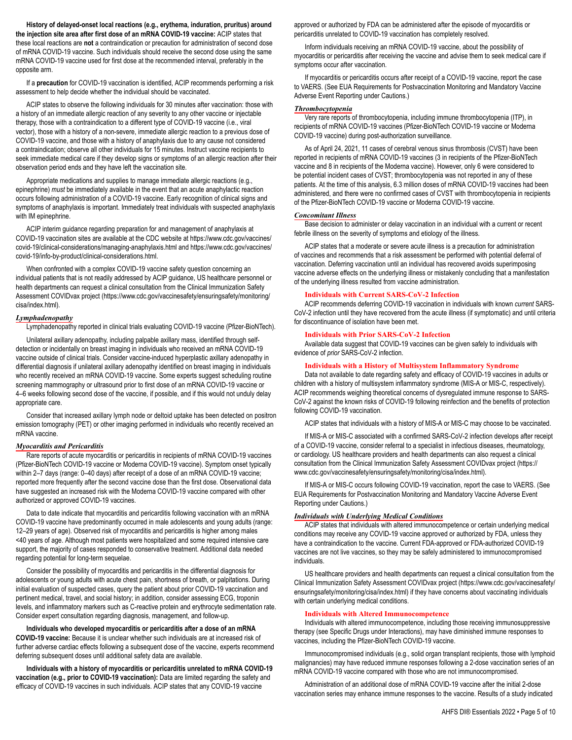**History of delayed-onset local reactions (e.g., erythema, induration, pruritus) around the injection site area after first dose of an mRNA COVID-19 vaccine:** ACIP states that these local reactions are **not** a contraindication or precaution for administration of second dose of mRNA COVID-19 vaccine. Such individuals should receive the second dose using the same mRNA COVID-19 vaccine used for first dose at the recommended interval, preferably in the opposite arm.

If a **precaution** for COVID-19 vaccination is identified, ACIP recommends performing a risk assessment to help decide whether the individual should be vaccinated.

ACIP states to observe the following individuals for 30 minutes after vaccination: those with a history of an immediate allergic reaction of any severity to any other vaccine or injectable therapy, those with a contraindication to a different type of COVID-19 vaccine (i.e., viral vector), those with a history of a non-severe, immediate allergic reaction to a previous dose of COVID-19 vaccine, and those with a history of anaphylaxis due to any cause not considered a contraindication; observe all other individuals for 15 minutes. Instruct vaccine recipients to seek immediate medical care if they develop signs or symptoms of an allergic reaction after their observation period ends and they have left the vaccination site.

Appropriate medications and supplies to manage immediate allergic reactions (e.g., epinephrine) *must* be immediately available in the event that an acute anaphylactic reaction occurs following administration of a COVID-19 vaccine. Early recognition of clinical signs and symptoms of anaphylaxis is important. Immediately treat individuals with suspected anaphylaxis with IM epinephrine.

ACIP interim guidance regarding preparation for and management of anaphylaxis at COVID-19 vaccination sites are available at the CDC website at https://www.cdc.gov/vaccines/covid-19/clinical-considerations/managing-anaphylaxis.html and https://www.cdc.gov/vaccines/covid-19/info-by-product/clinical-considerations.html.

When confronted with a complex COVID-19 vaccine safety question concerning an individual patients that is not readily addressed by ACIP guidance, US healthcare personnel or health departments can request a clinical consultation from the Clinical Immunization Safety Assessment COVIDvax project (https://www.cdc.gov/vaccinesafety/ensuringsafety/monitoring/cisa/index.html).

### *Lymphadenopathy*

Lymphadenopathy reported in clinical trials evaluating COVID-19 vaccine (Pfizer-BioNTech).

Unilateral axillary adenopathy, including palpable axillary mass, identified through self-detection or incidentally on breast imaging in individuals who received an mRNA COVID-19 vaccine outside of clinical trials. Consider vaccine-induced hyperplastic axillary adenopathy in differential diagnosis if unilateral axillary adenopathy identified on breast imaging in individuals who recently received an mRNA COVID-19 vaccine. Some experts suggest scheduling routine screening mammography or ultrasound prior to first dose of an mRNA COVID-19 vaccine or 4–6 weeks following second dose of the vaccine, if possible, and if this would not unduly delay appropriate care.

Consider that increased axillary lymph node or deltoid uptake has been detected on positron emission tomography (PET) or other imaging performed in individuals who recently received an mRNA vaccine.

### *Myocarditis and Pericarditis*

Rare reports of acute myocarditis or pericarditis in recipients of mRNA COVID-19 vaccines (Pfizer-BioNTech COVID-19 vaccine or Moderna COVID-19 vaccine). Symptom onset typically within 2–7 days (range: 0–40 days) after receipt of a dose of an mRNA COVID-19 vaccine; reported more frequently after the second vaccine dose than the first dose. Observational data have suggested an increased risk with the Moderna COVID-19 vaccine compared with other authorized or approved COVID-19 vaccines.

Data to date indicate that myocarditis and pericarditis following vaccination with an mRNA COVID-19 vaccine have predominantly occurred in male adolescents and young adults (range: 12–29 years of age). Observed risk of myocarditis and pericarditis is higher among males <40 years of age. Although most patients were hospitalized and some required intensive care support, the majority of cases responded to conservative treatment. Additional data needed regarding potential for long-term sequelae.

Consider the possibility of myocarditis and pericarditis in the differential diagnosis for adolescents or young adults with acute chest pain, shortness of breath, or palpitations. During initial evaluation of suspected cases, query the patient about prior COVID-19 vaccination and pertinent medical, travel, and social history; in addition, consider assessing ECG, troponin levels, and inflammatory markers such as C-reactive protein and erythrocyte sedimentation rate. Consider expert consultation regarding diagnosis, management, and follow-up.

**Individuals who developed myocarditis or pericarditis after a dose of an mRNA COVID-19 vaccine:** Because it is unclear whether such individuals are at increased risk of further adverse cardiac effects following a subsequent dose of the vaccine, experts recommend deferring subsequent doses until additional safety data are available.

**Individuals with a history of myocarditis or pericarditis unrelated to mRNA COVID-19 vaccination (e.g., prior to COVID-19 vaccination):** Data are limited regarding the safety and efficacy of COVID-19 vaccines in such individuals. ACIP states that any COVID-19 vaccine approved or authorized by FDA can be administered after the episode of myocarditis or pericarditis unrelated to COVID-19 vaccination has completely resolved.

Inform individuals receiving an mRNA COVID-19 vaccine, about the possibility of myocarditis or pericarditis after receiving the vaccine and advise them to seek medical care if symptoms occur after vaccination.

If myocarditis or pericarditis occurs after receipt of a COVID-19 vaccine, report the case to VAERS. (See EUA Requirements for Postvaccination Monitoring and Mandatory Vaccine Adverse Event Reporting under Cautions.)

### *Thrombocytopenia*

Very rare reports of thrombocytopenia, including immune thrombocytopenia (ITP), in recipients of mRNA COVID-19 vaccines (Pfizer-BioNTech COVID-19 vaccine or Moderna COVID-19 vaccine) during post-authorization surveillance.

As of April 24, 2021, 11 cases of cerebral venous sinus thrombosis (CVST) have been reported in recipients of mRNA COVID-19 vaccines (3 in recipients of the Pfizer-BioNTech vaccine and 8 in recipients of the Moderna vaccine). However, only 6 were considered to be potential incident cases of CVST; thrombocytopenia was not reported in any of these patients. At the time of this analysis, 6.3 million doses of mRNA COVID-19 vaccines had been administered, and there were no confirmed cases of CVST with thrombocytopenia in recipients of the Pfizer-BioNTech COVID-19 vaccine or Moderna COVID-19 vaccine.

### *Concomitant Illness*

Base decision to administer or delay vaccination in an individual with a current or recent febrile illness on the severity of symptoms and etiology of the illness.

ACIP states that a moderate or severe acute illness is a precaution for administration of vaccines and recommends that a risk assessment be performed with potential deferral of vaccination. Deferring vaccination until an individual has recovered avoids superimposing vaccine adverse effects on the underlying illness or mistakenly concluding that a manifestation of the underlying illness resulted from vaccine administration.

#### Individuals with Current SARS-CoV-2 Infection

ACIP recommends deferring COVID-19 vaccination in individuals with known *current* SARS-CoV-2 infection until they have recovered from the acute illness (if symptomatic) and until criteria for discontinuance of isolation have been met.

#### Individuals with Prior SARS-CoV-2 Infection

Available data suggest that COVID-19 vaccines can be given safely to individuals with evidence of *prior* SARS-CoV-2 infection.

#### Individuals with a History of Multisystem Inflammatory Syndrome

Data not available to date regarding safety and efficacy of COVID-19 vaccines in adults or children with a history of multisystem inflammatory syndrome (MIS-A or MIS-C, respectively). ACIP recommends weighing theoretical concerns of dysregulated immune response to SARS-CoV-2 against the known risks of COVID-19 following reinfection and the benefits of protection following COVID-19 vaccination.

ACIP states that individuals with a history of MIS-A or MIS-C may choose to be vaccinated.

If MIS-A or MIS-C associated with a confirmed SARS-CoV-2 infection develops after receipt of a COVID-19 vaccine, consider referral to a specialist in infectious diseases, rheumatology, or cardiology. US healthcare providers and health departments can also request a clinical consultation from the Clinical Immunization Safety Assessment COVIDvax project (https://www.cdc.gov/vaccinesafety/ensuringsafety/monitoring/cisa/index.html).

If MIS-A or MIS-C occurs following COVID-19 vaccination, report the case to VAERS. (See EUA Requirements for Postvaccination Monitoring and Mandatory Vaccine Adverse Event Reporting under Cautions.)

### *Individuals with Underlying Medical Conditions*

ACIP states that individuals with altered immunocompetence or certain underlying medical conditions may receive any COVID-19 vaccine approved or authorized by FDA, unless they have a contraindication to the vaccine. Current FDA-approved or FDA-authorized COVID-19 vaccines are not live vaccines, so they may be safely administered to immunocompromised individuals.

US healthcare providers and health departments can request a clinical consultation from the Clinical Immunization Safety Assessment COVIDvax project (https://www.cdc.gov/vaccinesafety/ensuringsafety/monitoring/cisa/index.html) if they have concerns about vaccinating individuals with certain underlying medical conditions.

#### Individuals with Altered Immunocompetence

Individuals with altered immunocompetence, including those receiving immunosuppressive therapy (see Specific Drugs under Interactions), may have diminished immune responses to vaccines, including the Pfizer-BioNTech COVID-19 vaccine.

Immunocompromised individuals (e.g., solid organ transplant recipients, those with lymphoid malignancies) may have reduced immune responses following a 2-dose vaccination series of an mRNA COVID-19 vaccine compared with those who are not immunocompromised.

Administration of an additional dose of mRNA COVID-19 vaccine after the initial 2-dose vaccination series may enhance immune responses to the vaccine. Results of a study indicated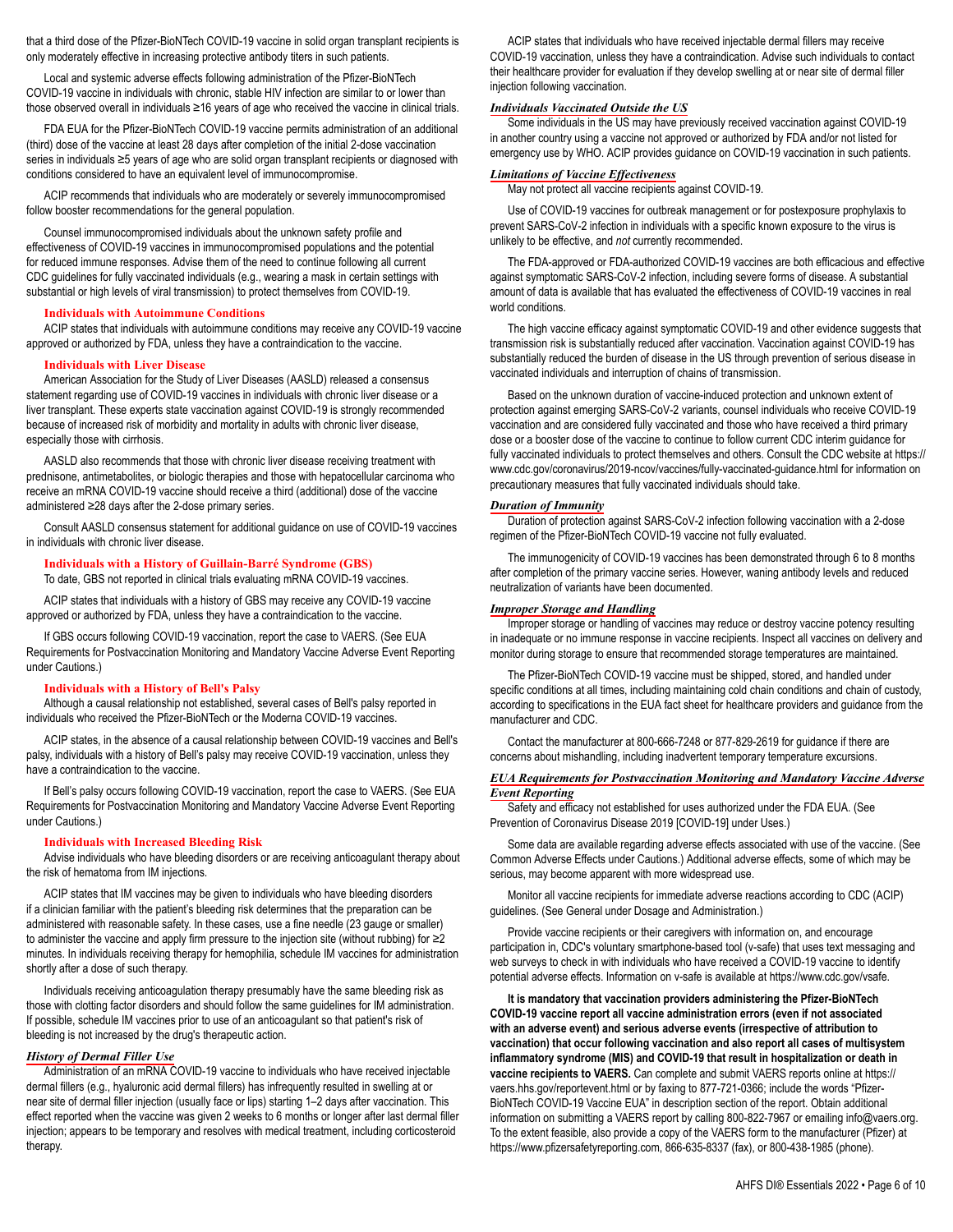that a third dose of the Pfizer-BioNTech COVID-19 vaccine in solid organ transplant recipients is only moderately effective in increasing protective antibody titers in such patients.

Local and systemic adverse effects following administration of the Pfizer-BioNTech COVID-19 vaccine in individuals with chronic, stable HIV infection are similar to or lower than those observed overall in individuals ≥16 years of age who received the vaccine in clinical trials.

FDA EUA for the Pfizer-BioNTech COVID-19 vaccine permits administration of an additional (third) dose of the vaccine at least 28 days after completion of the initial 2-dose vaccination series in individuals ≥5 years of age who are solid organ transplant recipients or diagnosed with conditions considered to have an equivalent level of immunocompromise.

ACIP recommends that individuals who are moderately or severely immunocompromised follow booster recommendations for the general population.

Counsel immunocompromised individuals about the unknown safety profile and effectiveness of COVID-19 vaccines in immunocompromised populations and the potential for reduced immune responses. Advise them of the need to continue following all current CDC guidelines for fully vaccinated individuals (e.g., wearing a mask in certain settings with substantial or high levels of viral transmission) to protect themselves from COVID-19.

#### Individuals with Autoimmune Conditions

ACIP states that individuals with autoimmune conditions may receive any COVID-19 vaccine approved or authorized by FDA, unless they have a contraindication to the vaccine.

#### Individuals with Liver Disease

American Association for the Study of Liver Diseases (AASLD) released a consensus statement regarding use of COVID-19 vaccines in individuals with chronic liver disease or a liver transplant. These experts state vaccination against COVID-19 is strongly recommended because of increased risk of morbidity and mortality in adults with chronic liver disease, especially those with cirrhosis.

AASLD also recommends that those with chronic liver disease receiving treatment with prednisone, antimetabolites, or biologic therapies and those with hepatocellular carcinoma who receive an mRNA COVID-19 vaccine should receive a third (additional) dose of the vaccine administered ≥28 days after the 2-dose primary series.

Consult AASLD consensus statement for additional guidance on use of COVID-19 vaccines in individuals with chronic liver disease.

#### Individuals with a History of Guillain-Barré Syndrome (GBS)

To date, GBS not reported in clinical trials evaluating mRNA COVID-19 vaccines.

ACIP states that individuals with a history of GBS may receive any COVID-19 vaccine approved or authorized by FDA, unless they have a contraindication to the vaccine.

If GBS occurs following COVID-19 vaccination, report the case to VAERS. (See EUA Requirements for Postvaccination Monitoring and Mandatory Vaccine Adverse Event Reporting under Cautions.)

#### Individuals with a History of Bell's Palsy

Although a causal relationship not established, several cases of Bell's palsy reported in individuals who received the Pfizer-BioNTech or the Moderna COVID-19 vaccines.

ACIP states, in the absence of a causal relationship between COVID-19 vaccines and Bell's palsy, individuals with a history of Bell's palsy may receive COVID-19 vaccination, unless they have a contraindication to the vaccine.

If Bell's palsy occurs following COVID-19 vaccination, report the case to VAERS. (See EUA Requirements for Postvaccination Monitoring and Mandatory Vaccine Adverse Event Reporting under Cautions.)

#### Individuals with Increased Bleeding Risk

Advise individuals who have bleeding disorders or are receiving anticoagulant therapy about the risk of hematoma from IM injections.

ACIP states that IM vaccines may be given to individuals who have bleeding disorders if a clinician familiar with the patient's bleeding risk determines that the preparation can be administered with reasonable safety. In these cases, use a fine needle (23 gauge or smaller) to administer the vaccine and apply firm pressure to the injection site (without rubbing) for ≥2 minutes. In individuals receiving therapy for hemophilia, schedule IM vaccines for administration shortly after a dose of such therapy.

Individuals receiving anticoagulation therapy presumably have the same bleeding risk as those with clotting factor disorders and should follow the same guidelines for IM administration. If possible, schedule IM vaccines prior to use of an anticoagulant so that patient's risk of bleeding is not increased by the drug's therapeutic action.

### *History of Dermal Filler Use*

Administration of an mRNA COVID-19 vaccine to individuals who have received injectable dermal fillers (e.g., hyaluronic acid dermal fillers) has infrequently resulted in swelling at or near site of dermal filler injection (usually face or lips) starting 1–2 days after vaccination. This effect reported when the vaccine was given 2 weeks to 6 months or longer after last dermal filler injection; appears to be temporary and resolves with medical treatment, including corticosteroid therapy.

ACIP states that individuals who have received injectable dermal fillers may receive COVID-19 vaccination, unless they have a contraindication. Advise such individuals to contact their healthcare provider for evaluation if they develop swelling at or near site of dermal filler injection following vaccination.

### *Individuals Vaccinated Outside the US*

Some individuals in the US may have previously received vaccination against COVID-19 in another country using a vaccine not approved or authorized by FDA and/or not listed for emergency use by WHO. ACIP provides guidance on COVID-19 vaccination in such patients.

### *Limitations of Vaccine Effectiveness*

May not protect all vaccine recipients against COVID-19.

Use of COVID-19 vaccines for outbreak management or for postexposure prophylaxis to prevent SARS-CoV-2 infection in individuals with a specific known exposure to the virus is unlikely to be effective, and *not* currently recommended.

The FDA-approved or FDA-authorized COVID-19 vaccines are both efficacious and effective against symptomatic SARS-CoV-2 infection, including severe forms of disease. A substantial amount of data is available that has evaluated the effectiveness of COVID-19 vaccines in real world conditions.

The high vaccine efficacy against symptomatic COVID-19 and other evidence suggests that transmission risk is substantially reduced after vaccination. Vaccination against COVID-19 has substantially reduced the burden of disease in the US through prevention of serious disease in vaccinated individuals and interruption of chains of transmission.

Based on the unknown duration of vaccine-induced protection and unknown extent of protection against emerging SARS-CoV-2 variants, counsel individuals who receive COVID-19 vaccination and are considered fully vaccinated and those who have received a third primary dose or a booster dose of the vaccine to continue to follow current CDC interim guidance for fully vaccinated individuals to protect themselves and others. Consult the CDC website at https://www.cdc.gov/coronavirus/2019-ncov/vaccines/fully-vaccinated-guidance.html for information on precautionary measures that fully vaccinated individuals should take.

### *Duration of Immunity*

Duration of protection against SARS-CoV-2 infection following vaccination with a 2-dose regimen of the Pfizer-BioNTech COVID-19 vaccine not fully evaluated.

The immunogenicity of COVID-19 vaccines has been demonstrated through 6 to 8 months after completion of the primary vaccine series. However, waning antibody levels and reduced neutralization of variants have been documented.

### *Improper Storage and Handling*

Improper storage or handling of vaccines may reduce or destroy vaccine potency resulting in inadequate or no immune response in vaccine recipients. Inspect all vaccines on delivery and monitor during storage to ensure that recommended storage temperatures are maintained.

The Pfizer-BioNTech COVID-19 vaccine must be shipped, stored, and handled under specific conditions at all times, including maintaining cold chain conditions and chain of custody, according to specifications in the EUA fact sheet for healthcare providers and guidance from the manufacturer and CDC.

Contact the manufacturer at 800-666-7248 or 877-829-2619 for guidance if there are concerns about mishandling, including inadvertent temporary temperature excursions.

### *EUA Requirements for Postvaccination Monitoring and Mandatory Vaccine Adverse Event Reporting*

Safety and efficacy not established for uses authorized under the FDA EUA. (See Prevention of Coronavirus Disease 2019 [COVID-19] under Uses.)

Some data are available regarding adverse effects associated with use of the vaccine. (See Common Adverse Effects under Cautions.) Additional adverse effects, some of which may be serious, may become apparent with more widespread use.

Monitor all vaccine recipients for immediate adverse reactions according to CDC (ACIP) guidelines. (See General under Dosage and Administration.)

Provide vaccine recipients or their caregivers with information on, and encourage participation in, CDC's voluntary smartphone-based tool (v-safe) that uses text messaging and web surveys to check in with individuals who have received a COVID-19 vaccine to identify potential adverse effects. Information on v-safe is available at https://www.cdc.gov/vsafe.

**It is mandatory that vaccination providers administering the Pfizer-BioNTech COVID-19 vaccine report all vaccine administration errors (even if not associated with an adverse event) and serious adverse events (irrespective of attribution to vaccination) that occur following vaccination and also report all cases of multisystem inflammatory syndrome (MIS) and COVID-19 that result in hospitalization or death in vaccine recipients to VAERS.** Can complete and submit VAERS reports online at https://vaers.hhs.gov/reportevent.html or by faxing to 877-721-0366; include the words "Pfizer-BioNTech COVID-19 Vaccine EUA" in description section of the report. Obtain additional information on submitting a VAERS report by calling 800-822-7967 or emailing info@vaers.org. To the extent feasible, also provide a copy of the VAERS form to the manufacturer (Pfizer) at https://www.pfizersafetyreporting.com, 866-635-8337 (fax), or 800-438-1985 (phone).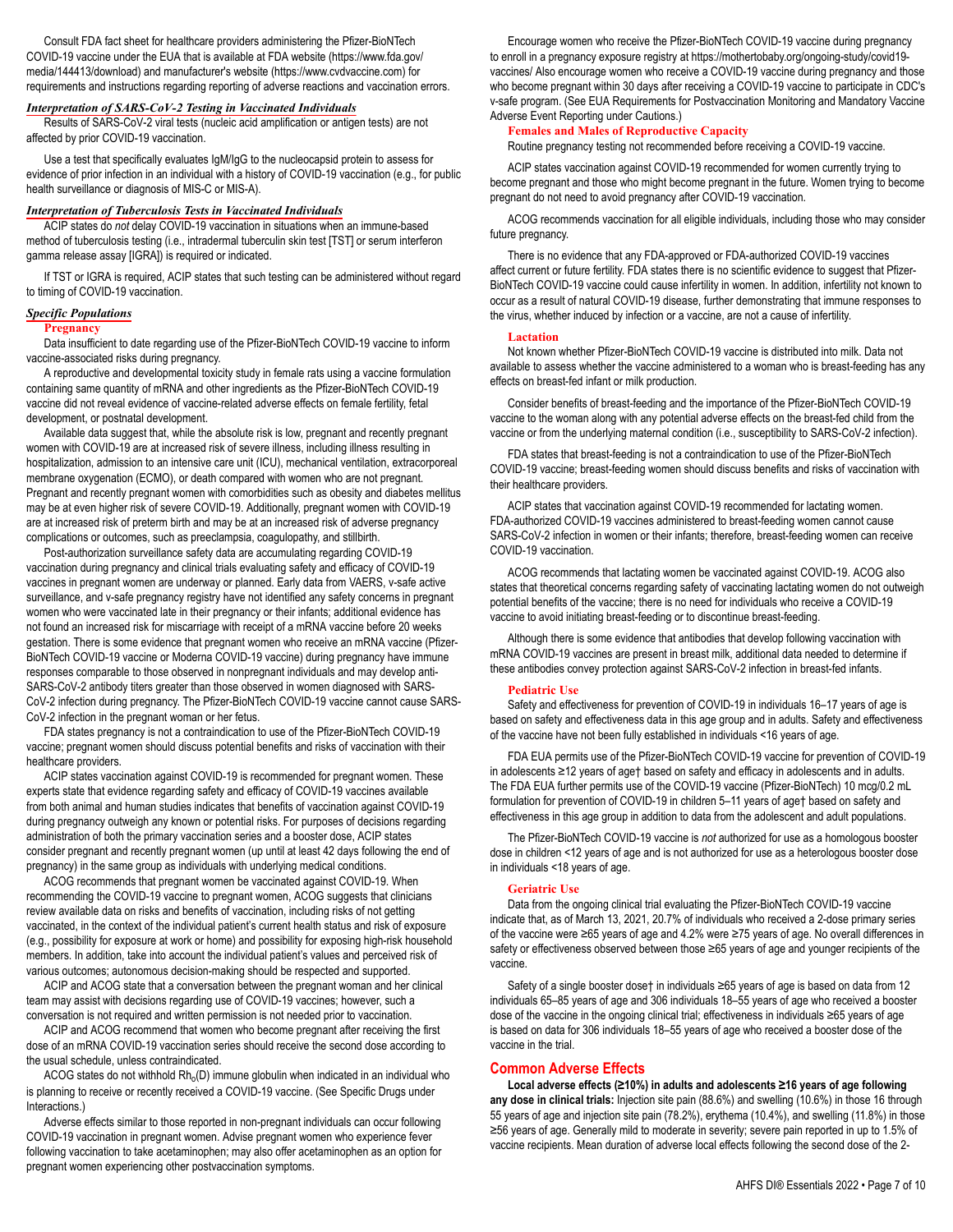Consult FDA fact sheet for healthcare providers administering the Pfizer-BioNTech COVID-19 vaccine under the EUA that is available at FDA website (https://www.fda.gov/media/144413/download) and manufacturer's website (https://www.cvdvaccine.com) for requirements and instructions regarding reporting of adverse reactions and vaccination errors.

### *Interpretation of SARS-CoV-2 Testing in Vaccinated Individuals*

Results of SARS-CoV-2 viral tests (nucleic acid amplification or antigen tests) are not affected by prior COVID-19 vaccination.

Use a test that specifically evaluates IgM/IgG to the nucleocapsid protein to assess for evidence of prior infection in an individual with a history of COVID-19 vaccination (e.g., for public health surveillance or diagnosis of MIS-C or MIS-A).

### *Interpretation of Tuberculosis Tests in Vaccinated Individuals*

ACIP states do *not* delay COVID-19 vaccination in situations when an immune-based method of tuberculosis testing (i.e., intradermal tuberculin skin test [TST] or serum interferon gamma release assay [IGRA]) is required or indicated.

If TST or IGRA is required, ACIP states that such testing can be administered without regard to timing of COVID-19 vaccination.

### *Specific Populations*

#### Pregnancy

Data insufficient to date regarding use of the Pfizer-BioNTech COVID-19 vaccine to inform vaccine-associated risks during pregnancy.

A reproductive and developmental toxicity study in female rats using a vaccine formulation containing same quantity of mRNA and other ingredients as the Pfizer-BioNTech COVID-19 vaccine did not reveal evidence of vaccine-related adverse effects on female fertility, fetal development, or postnatal development.

Available data suggest that, while the absolute risk is low, pregnant and recently pregnant women with COVID-19 are at increased risk of severe illness, including illness resulting in hospitalization, admission to an intensive care unit (ICU), mechanical ventilation, extracorporeal membrane oxygenation (ECMO), or death compared with women who are not pregnant. Pregnant and recently pregnant women with comorbidities such as obesity and diabetes mellitus may be at even higher risk of severe COVID-19. Additionally, pregnant women with COVID-19 are at increased risk of preterm birth and may be at an increased risk of adverse pregnancy complications or outcomes, such as preeclampsia, coagulopathy, and stillbirth.

Post-authorization surveillance safety data are accumulating regarding COVID-19 vaccination during pregnancy and clinical trials evaluating safety and efficacy of COVID-19 vaccines in pregnant women are underway or planned. Early data from VAERS, v-safe active surveillance, and v-safe pregnancy registry have not identified any safety concerns in pregnant women who were vaccinated late in their pregnancy or their infants; additional evidence has not found an increased risk for miscarriage with receipt of a mRNA vaccine before 20 weeks gestation. There is some evidence that pregnant women who receive an mRNA vaccine (Pfizer-BioNTech COVID-19 vaccine or Moderna COVID-19 vaccine) during pregnancy have immune responses comparable to those observed in nonpregnant individuals and may develop anti-SARS-CoV-2 antibody titers greater than those observed in women diagnosed with SARS-CoV-2 infection during pregnancy. The Pfizer-BioNTech COVID-19 vaccine cannot cause SARS-CoV-2 infection in the pregnant woman or her fetus.

FDA states pregnancy is not a contraindication to use of the Pfizer-BioNTech COVID-19 vaccine; pregnant women should discuss potential benefits and risks of vaccination with their healthcare providers.

ACIP states vaccination against COVID-19 is recommended for pregnant women. These experts state that evidence regarding safety and efficacy of COVID-19 vaccines available from both animal and human studies indicates that benefits of vaccination against COVID-19 during pregnancy outweigh any known or potential risks. For purposes of decisions regarding administration of both the primary vaccination series and a booster dose, ACIP states consider pregnant and recently pregnant women (up until at least 42 days following the end of pregnancy) in the same group as individuals with underlying medical conditions.

ACOG recommends that pregnant women be vaccinated against COVID-19. When recommending the COVID-19 vaccine to pregnant women, ACOG suggests that clinicians review available data on risks and benefits of vaccination, including risks of not getting vaccinated, in the context of the individual patient's current health status and risk of exposure (e.g., possibility for exposure at work or home) and possibility for exposing high-risk household members. In addition, take into account the individual patient's values and perceived risk of various outcomes; autonomous decision-making should be respected and supported.

ACIP and ACOG state that a conversation between the pregnant woman and her clinical team may assist with decisions regarding use of COVID-19 vaccines; however, such a conversation is not required and written permission is not needed prior to vaccination.

ACIP and ACOG recommend that women who become pregnant after receiving the first dose of an mRNA COVID-19 vaccination series should receive the second dose according to the usual schedule, unless contraindicated.

ACOG states do not withhold $Rh_o$(D) immune globulin when indicated in an individual who is planning to receive or recently received a COVID-19 vaccine. (See Specific Drugs under Interactions.)

Adverse effects similar to those reported in non-pregnant individuals can occur following COVID-19 vaccination in pregnant women. Advise pregnant women who experience fever following vaccination to take acetaminophen; may also offer acetaminophen as an option for pregnant women experiencing other postvaccination symptoms.

Encourage women who receive the Pfizer-BioNTech COVID-19 vaccine during pregnancy to enroll in a pregnancy exposure registry at https://mothertobaby.org/ongoing-study/covid19-vaccines/ Also encourage women who receive a COVID-19 vaccine during pregnancy and those who become pregnant within 30 days after receiving a COVID-19 vaccine to participate in CDC's v-safe program. (See EUA Requirements for Postvaccination Monitoring and Mandatory Vaccine Adverse Event Reporting under Cautions.)

#### Females and Males of Reproductive Capacity

Routine pregnancy testing not recommended before receiving a COVID-19 vaccine.

ACIP states vaccination against COVID-19 recommended for women currently trying to become pregnant and those who might become pregnant in the future. Women trying to become pregnant do not need to avoid pregnancy after COVID-19 vaccination.

ACOG recommends vaccination for all eligible individuals, including those who may consider future pregnancy.

There is no evidence that any FDA-approved or FDA-authorized COVID-19 vaccines affect current or future fertility. FDA states there is no scientific evidence to suggest that Pfizer-BioNTech COVID-19 vaccine could cause infertility in women. In addition, infertility not known to occur as a result of natural COVID-19 disease, further demonstrating that immune responses to the virus, whether induced by infection or a vaccine, are not a cause of infertility.

#### Lactation

Not known whether Pfizer-BioNTech COVID-19 vaccine is distributed into milk. Data not available to assess whether the vaccine administered to a woman who is breast-feeding has any effects on breast-fed infant or milk production.

Consider benefits of breast-feeding and the importance of the Pfizer-BioNTech COVID-19 vaccine to the woman along with any potential adverse effects on the breast-fed child from the vaccine or from the underlying maternal condition (i.e., susceptibility to SARS-CoV-2 infection).

FDA states that breast-feeding is not a contraindication to use of the Pfizer-BioNTech COVID-19 vaccine; breast-feeding women should discuss benefits and risks of vaccination with their healthcare providers.

ACIP states that vaccination against COVID-19 recommended for lactating women. FDA-authorized COVID-19 vaccines administered to breast-feeding women cannot cause SARS-CoV-2 infection in women or their infants; therefore, breast-feeding women can receive COVID-19 vaccination.

ACOG recommends that lactating women be vaccinated against COVID-19. ACOG also states that theoretical concerns regarding safety of vaccinating lactating women do not outweigh potential benefits of the vaccine; there is no need for individuals who receive a COVID-19 vaccine to avoid initiating breast-feeding or to discontinue breast-feeding.

Although there is some evidence that antibodies that develop following vaccination with mRNA COVID-19 vaccines are present in breast milk, additional data needed to determine if these antibodies convey protection against SARS-CoV-2 infection in breast-fed infants.

#### Pediatric Use

Safety and effectiveness for prevention of COVID-19 in individuals 16–17 years of age is based on safety and effectiveness data in this age group and in adults. Safety and effectiveness of the vaccine have not been fully established in individuals <16 years of age.

FDA EUA permits use of the Pfizer-BioNTech COVID-19 vaccine for prevention of COVID-19 in adolescents ≥12 years of age† based on safety and efficacy in adolescents and in adults. The FDA EUA further permits use of the COVID-19 vaccine (Pfizer-BioNTech) 10 mcg/0.2 mL formulation for prevention of COVID-19 in children 5–11 years of age† based on safety and effectiveness in this age group in addition to data from the adolescent and adult populations.

The Pfizer-BioNTech COVID-19 vaccine is *not* authorized for use as a homologous booster dose in children <12 years of age and is not authorized for use as a heterologous booster dose in individuals <18 years of age.

#### Geriatric Use

Data from the ongoing clinical trial evaluating the Pfizer-BioNTech COVID-19 vaccine indicate that, as of March 13, 2021, 20.7% of individuals who received a 2-dose primary series of the vaccine were ≥65 years of age and 4.2% were ≥75 years of age. No overall differences in safety or effectiveness observed between those ≥65 years of age and younger recipients of the vaccine.

Safety of a single booster dose† in individuals ≥65 years of age is based on data from 12 individuals 65–85 years of age and 306 individuals 18–55 years of age who received a booster dose of the vaccine in the ongoing clinical trial; effectiveness in individuals ≥65 years of age is based on data for 306 individuals 18–55 years of age who received a booster dose of the vaccine in the trial.

## Common Adverse Effects

**Local adverse effects (≥10%) in adults and adolescents ≥16 years of age following any dose in clinical trials:** Injection site pain (88.6%) and swelling (10.6%) in those 16 through 55 years of age and injection site pain (78.2%), erythema (10.4%), and swelling (11.8%) in those ≥56 years of age. Generally mild to moderate in severity; severe pain reported in up to 1.5% of vaccine recipients. Mean duration of adverse local effects following the second dose of the 2-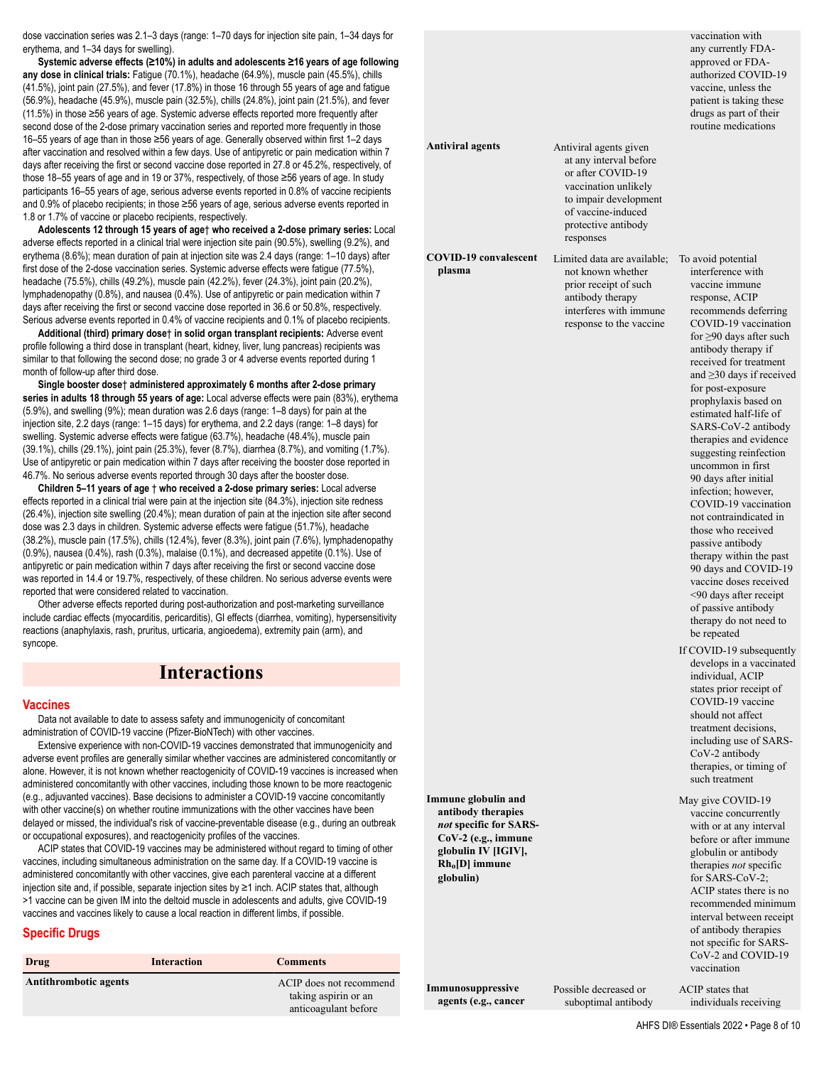dose vaccination series was 2.1–3 days (range: 1–70 days for injection site pain, 1–34 days for erythema, and 1–34 days for swelling).

**Systemic adverse effects (≥10%) in adults and adolescents ≥16 years of age following any dose in clinical trials:** Fatigue (70.1%), headache (64.9%), muscle pain (45.5%), chills (41.5%), joint pain (27.5%), and fever (17.8%) in those 16 through 55 years of age and fatigue (56.9%), headache (45.9%), muscle pain (32.5%), chills (24.8%), joint pain (21.5%), and fever (11.5%) in those ≥56 years of age. Systemic adverse effects reported more frequently after second dose of the 2-dose primary vaccination series and reported more frequently in those 16–55 years of age than in those ≥56 years of age. Generally observed within first 1–2 days after vaccination and resolved within a few days. Use of antipyretic or pain medication within 7 days after receiving the first or second vaccine dose reported in 27.8 or 45.2%, respectively, of those 18–55 years of age and in 19 or 37%, respectively, of those ≥56 years of age. In study participants 16–55 years of age, serious adverse events reported in 0.8% of vaccine recipients and 0.9% of placebo recipients; in those ≥56 years of age, serious adverse events reported in 1.8 or 1.7% of vaccine or placebo recipients, respectively.

**Adolescents 12 through 15 years of age† who received a 2-dose primary series:** Local adverse effects reported in a clinical trial were injection site pain (90.5%), swelling (9.2%), and erythema (8.6%); mean duration of pain at injection site was 2.4 days (range: 1–10 days) after first dose of the 2-dose vaccination series. Systemic adverse effects were fatigue (77.5%), headache (75.5%), chills (49.2%), muscle pain (42.2%), fever (24.3%), joint pain (20.2%), lymphadenopathy (0.8%), and nausea (0.4%). Use of antipyretic or pain medication within 7 days after receiving the first or second vaccine dose reported in 36.6 or 50.8%, respectively. Serious adverse events reported in 0.4% of vaccine recipients and 0.1% of placebo recipients.

**Additional (third) primary dose† in solid organ transplant recipients:** Adverse event profile following a third dose in transplant (heart, kidney, liver, lung pancreas) recipients was similar to that following the second dose; no grade 3 or 4 adverse events reported during 1 month of follow-up after third dose.

**Single booster dose† administered approximately 6 months after 2-dose primary series in adults 18 through 55 years of age:** Local adverse effects were pain (83%), erythema (5.9%), and swelling (9%); mean duration was 2.6 days (range: 1–8 days) for pain at the injection site, 2.2 days (range: 1–15 days) for erythema, and 2.2 days (range: 1–8 days) for swelling. Systemic adverse effects were fatigue (63.7%), headache (48.4%), muscle pain (39.1%), chills (29.1%), joint pain (25.3%), fever (8.7%), diarrhea (8.7%), and vomiting (1.7%). Use of antipyretic or pain medication within 7 days after receiving the booster dose reported in 46.7%. No serious adverse events reported through 30 days after the booster dose.

**Children 5–11 years of age † who received a 2-dose primary series:** Local adverse effects reported in a clinical trial were pain at the injection site (84.3%), injection site redness (26.4%), injection site swelling (20.4%); mean duration of pain at the injection site after second dose was 2.3 days in children. Systemic adverse effects were fatigue (51.7%), headache (38.2%), muscle pain (17.5%), chills (12.4%), fever (8.3%), joint pain (7.6%), lymphadenopathy (0.9%), nausea (0.4%), rash (0.3%), malaise (0.1%), and decreased appetite (0.1%). Use of antipyretic or pain medication within 7 days after receiving the first or second vaccine dose was reported in 14.4 or 19.7%, respectively, of these children. No serious adverse events were reported that were considered related to vaccination.

Other adverse effects reported during post-authorization and post-marketing surveillance include cardiac effects (myocarditis, pericarditis), GI effects (diarrhea, vomiting), hypersensitivity reactions (anaphylaxis, rash, pruritus, urticaria, angioedema), extremity pain (arm), and syncope.

# Interactions

## Vaccines

Data not available to date to assess safety and immunogenicity of concomitant administration of COVID-19 vaccine (Pfizer-BioNTech) with other vaccines.

Extensive experience with non-COVID-19 vaccines demonstrated that immunogenicity and adverse event profiles are generally similar whether vaccines are administered concomitantly or alone. However, it is not known whether reactogenicity of COVID-19 vaccines is increased when administered concomitantly with other vaccines, including those known to be more reactogenic (e.g., adjuvanted vaccines). Base decisions to administer a COVID-19 vaccine concomitantly with other vaccine(s) on whether routine immunizations with the other vaccines have been delayed or missed, the individual's risk of vaccine-preventable disease (e.g., during an outbreak or occupational exposures), and reactogenicity profiles of the vaccines.

ACIP states that COVID-19 vaccines may be administered without regard to timing of other vaccines, including simultaneous administration on the same day. If a COVID-19 vaccine is administered concomitantly with other vaccines, give each parenteral vaccine at a different injection site and, if possible, separate injection sites by ≥1 inch. ACIP states that, although >1 vaccine can be given IM into the deltoid muscle in adolescents and adults, give COVID-19 vaccines and vaccines likely to cause a local reaction in different limbs, if possible.

## Specific Drugs

| Drug | Interaction | Comments |
|---|---|---|
| **Antithrombotic agents** | | ACIP does not recommend taking aspirin or an anticoagulant before vaccination with any currently FDA-approved or FDA-authorized COVID-19 vaccine, unless the patient is taking these drugs as part of their routine medications |
| **Antiviral agents** | Antiviral agents given at any interval before or after COVID-19 vaccination unlikely to impair development of vaccine-induced protective antibody responses | |
| **COVID-19 convalescent plasma** | Limited data are available; not known whether prior receipt of such antibody therapy interferes with immune response to the vaccine | To avoid potential interference with vaccine immune response, ACIP recommends deferring COVID-19 vaccination for ≥90 days after such antibody therapy if received for treatment and ≥30 days if received for post-exposure prophylaxis based on estimated half-life of SARS-CoV-2 antibody therapies and evidence suggesting reinfection uncommon in first 90 days after initial infection; however, COVID-19 vaccination not contraindicated in those who received passive antibody therapy within the past 90 days and COVID-19 vaccine doses received <90 days after receipt of passive antibody therapy do not need to be repeated<br><br>If COVID-19 subsequently develops in a vaccinated individual, ACIP states prior receipt of COVID-19 vaccine should not affect treatment decisions, including use of SARS-CoV-2 antibody therapies, or timing of such treatment |
| **Immune globulin and antibody therapies *not* specific for SARS-CoV-2 (e.g., immune globulin IV [IGIV], $Rh_o$[D] immune globulin)** | | May give COVID-19 vaccine concurrently with or at any interval before or after immune globulin or antibody therapies *not* specific for SARS-CoV-2; ACIP states there is no recommended minimum interval between receipt of antibody therapies not specific for SARS-CoV-2 and COVID-19 vaccination |
| **Immunosuppressive agents (e.g., cancer** | Possible decreased or suboptimal antibody | ACIP states that individuals receiving |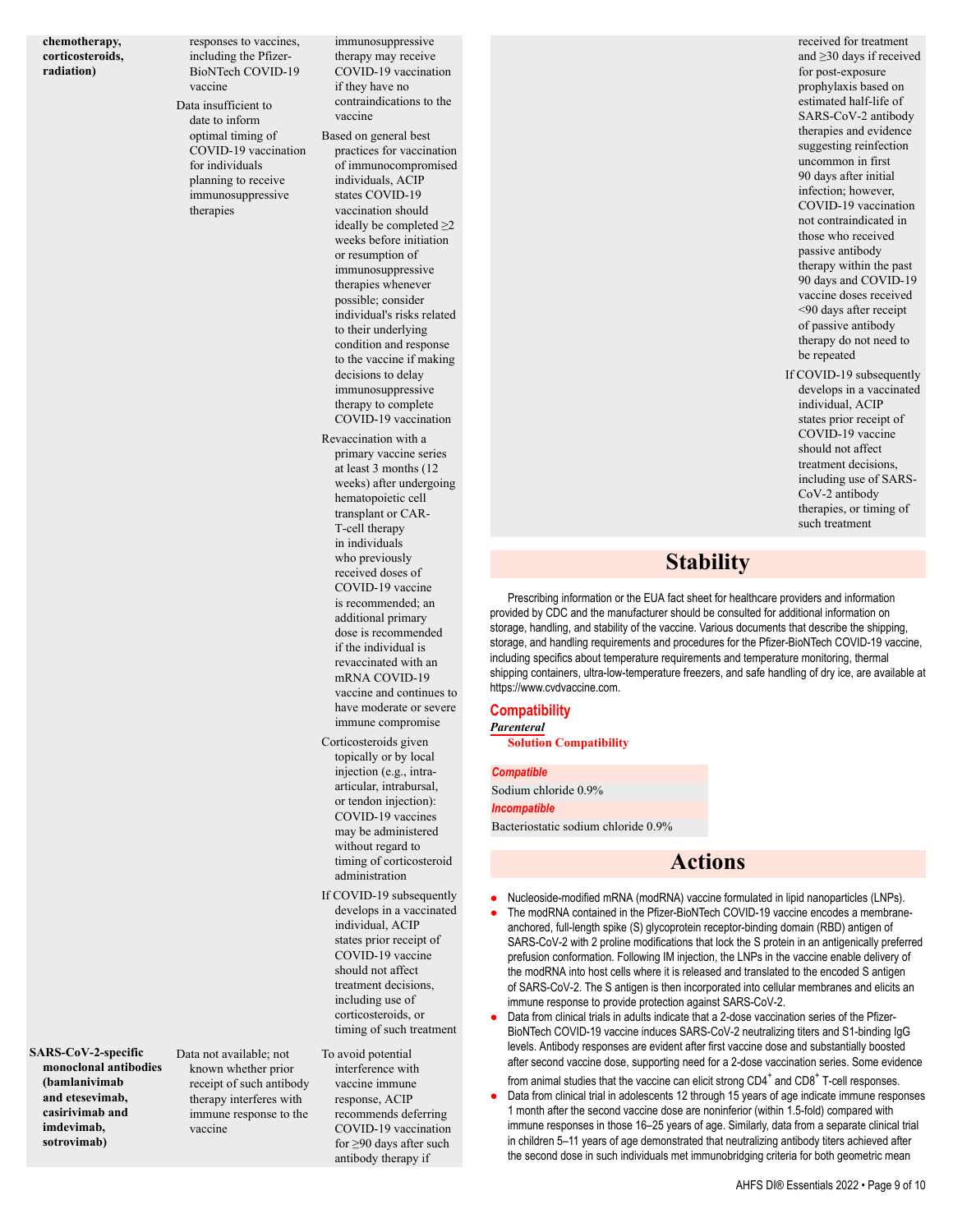| | | |
|---|---|---|
| **chemotherapy, corticosteroids, radiation)** | responses to vaccines, including the Pfizer-BioNTech COVID-19 vaccine<br><br>Data insufficient to date to inform optimal timing of COVID-19 vaccination for individuals planning to receive immunosuppressive therapies | immunosuppressive therapy may receive COVID-19 vaccination if they have no contraindications to the vaccine<br><br>Based on general best practices for vaccination of immunocompromised individuals, ACIP states COVID-19 vaccination should ideally be completed ≥2 weeks before initiation or resumption of immunosuppressive therapies whenever possible; consider individual's risks related to their underlying condition and response to the vaccine if making decisions to delay immunosuppressive therapy to complete COVID-19 vaccination<br><br>Revaccination with a primary vaccine series at least 3 months (12 weeks) after undergoing hematopoietic cell transplant or CAR-T-cell therapy in individuals who previously received doses of COVID-19 vaccine is recommended; an additional primary dose is recommended if the individual is revaccinated with an mRNA COVID-19 vaccine and continues to have moderate or severe immune compromise<br><br>Corticosteroids given topically or by local injection (e.g., intra-articular, intrabursal, or tendon injection): COVID-19 vaccines may be administered without regard to timing of corticosteroid administration<br><br>If COVID-19 subsequently develops in a vaccinated individual, ACIP states prior receipt of COVID-19 vaccine should not affect treatment decisions, including use of corticosteroids, or timing of such treatment |
| **SARS-CoV-2-specific monoclonal antibodies (bamlanivimab and etesevimab, casirivimab and imdevimab, sotrovimab)** | Data not available; not known whether prior receipt of such antibody therapy interferes with immune response to the vaccine | To avoid potential interference with vaccine immune response, ACIP recommends deferring COVID-19 vaccination for ≥90 days after such antibody therapy if received for treatment and ≥30 days if received for post-exposure prophylaxis based on estimated half-life of SARS-CoV-2 antibody therapies and evidence suggesting reinfection uncommon in first 90 days after initial infection; however, COVID-19 vaccination not contraindicated in those who received passive antibody therapy within the past 90 days and COVID-19 vaccine doses received <90 days after receipt of passive antibody therapy do not need to be repeated<br><br>If COVID-19 subsequently develops in a vaccinated individual, ACIP states prior receipt of COVID-19 vaccine should not affect treatment decisions, including use of SARS-CoV-2 antibody therapies, or timing of such treatment |

# Stability

Prescribing information or the EUA fact sheet for healthcare providers and information provided by CDC and the manufacturer should be consulted for additional information on storage, handling, and stability of the vaccine. Various documents that describe the shipping, storage, and handling requirements and procedures for the Pfizer-BioNTech COVID-19 vaccine, including specifics about temperature requirements and temperature monitoring, thermal shipping containers, ultra-low-temperature freezers, and safe handling of dry ice, are available at https://www.cvdvaccine.com.

## Compatibility

***Parenteral***

**Solution Compatibility**

| |
|---|
| ***Compatible*** |
| Sodium chloride 0.9% |
| ***Incompatible*** |
| Bacteriostatic sodium chloride 0.9% |

# Actions

- Nucleoside-modified mRNA (modRNA) vaccine formulated in lipid nanoparticles (LNPs).
- The modRNA contained in the Pfizer-BioNTech COVID-19 vaccine encodes a membrane-anchored, full-length spike (S) glycoprotein receptor-binding domain (RBD) antigen of SARS-CoV-2 with 2 proline modifications that lock the S protein in an antigenically preferred prefusion conformation. Following IM injection, the LNPs in the vaccine enable delivery of the modRNA into host cells where it is released and translated to the encoded S antigen of SARS-CoV-2. The S antigen is then incorporated into cellular membranes and elicits an immune response to provide protection against SARS-CoV-2.
- Data from clinical trials in adults indicate that a 2-dose vaccination series of the Pfizer-BioNTech COVID-19 vaccine induces SARS-CoV-2 neutralizing titers and S1-binding IgG levels. Antibody responses are evident after first vaccine dose and substantially boosted after second vaccine dose, supporting need for a 2-dose vaccination series. Some evidence from animal studies that the vaccine can elicit strong $CD4^+$ and $CD8^+$ T-cell responses.
- Data from clinical trial in adolescents 12 through 15 years of age indicate immune responses 1 month after the second vaccine dose are noninferior (within 1.5-fold) compared with immune responses in those 16–25 years of age. Similarly, data from a separate clinical trial in children 5–11 years of age demonstrated that neutralizing antibody titers achieved after the second dose in such individuals met immunobridging criteria for both geometric mean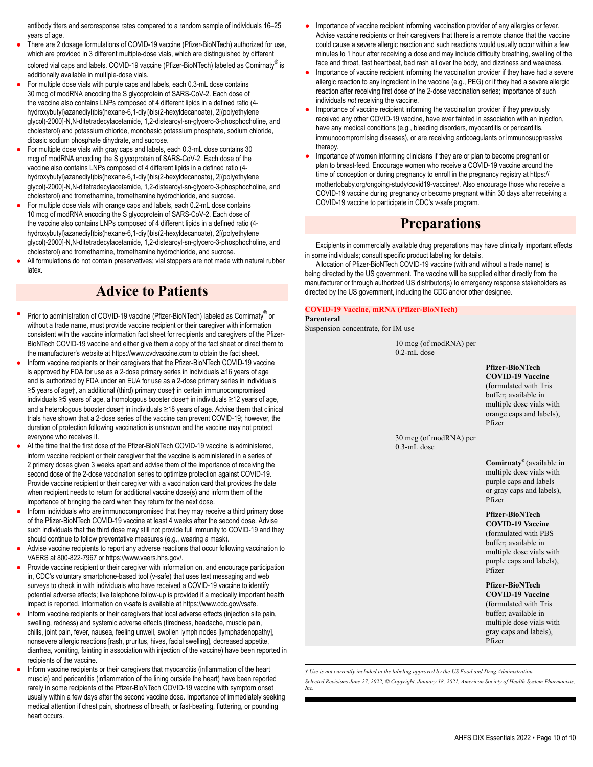antibody titers and seroresponse rates compared to a random sample of individuals 16–25 years of age.

- There are 2 dosage formulations of COVID-19 vaccine (Pfizer-BioNTech) authorized for use, which are provided in 3 different multiple-dose vials, which are distinguished by different colored vial caps and labels. COVID-19 vaccine (Pfizer-BioNTech) labeled as Comirnaty® is additionally available in multiple-dose vials.
- For multiple dose vials with purple caps and labels, each 0.3-mL dose contains 30 mcg of modRNA encoding the S glycoprotein of SARS-CoV-2. Each dose of the vaccine also contains LNPs composed of 4 different lipids in a defined ratio (4-hydroxybutyl)azanediyl)bis(hexane-6,1-diyl)bis(2-hexyldecanoate), 2[(polyethylene glycol)-2000]-N,N-ditetradecylacetamide, 1,2-distearoyl-sn-glycero-3-phosphocholine, and cholesterol) and potassium chloride, monobasic potassium phosphate, sodium chloride, dibasic sodium phosphate dihydrate, and sucrose.
- For multiple dose vials with gray caps and labels, each 0.3-mL dose contains 30 mcg of modRNA encoding the S glycoprotein of SARS-CoV-2. Each dose of the vaccine also contains LNPs composed of 4 different lipids in a defined ratio (4-hydroxybutyl)azanediyl)bis(hexane-6,1-diyl)bis(2-hexyldecanoate), 2[(polyethylene glycol)-2000]-N,N-ditetradecylacetamide, 1,2-distearoyl-sn-glycero-3-phosphocholine, and cholesterol) and tromethamine, tromethamine hydrochloride, and sucrose.
- For multiple dose vials with orange caps and labels, each 0.2-mL dose contains 10 mcg of modRNA encoding the S glycoprotein of SARS-CoV-2. Each dose of the vaccine also contains LNPs composed of 4 different lipids in a defined ratio (4-hydroxybutyl)azanediyl)bis(hexane-6,1-diyl)bis(2-hexyldecanoate), 2[(polyethylene glycol)-2000]-N,N-ditetradecylacetamide, 1,2-distearoyl-sn-glycero-3-phosphocholine, and cholesterol) and tromethamine, tromethamine hydrochloride, and sucrose.
- All formulations do not contain preservatives; vial stoppers are not made with natural rubber latex.

## Advice to Patients

- Prior to administration of COVID-19 vaccine (Pfizer-BioNTech) labeled as Comirnaty® or without a trade name, must provide vaccine recipient or their caregiver with information consistent with the vaccine information fact sheet for recipients and caregivers of the Pfizer-BioNTech COVID-19 vaccine and either give them a copy of the fact sheet or direct them to the manufacturer's website at https://www.cvdvaccine.com to obtain the fact sheet.
- Inform vaccine recipients or their caregivers that the Pfizer-BioNTech COVID-19 vaccine is approved by FDA for use as a 2-dose primary series in individuals ≥16 years of age and is authorized by FDA under an EUA for use as a 2-dose primary series in individuals ≥5 years of age†, an additional (third) primary dose† in certain immunocompromised individuals ≥5 years of age, a homologous booster dose† in individuals ≥12 years of age, and a heterologous booster dose† in individuals ≥18 years of age. Advise them that clinical trials have shown that a 2-dose series of the vaccine can prevent COVID-19; however, the duration of protection following vaccination is unknown and the vaccine may not protect everyone who receives it.
- At the time that the first dose of the Pfizer-BioNTech COVID-19 vaccine is administered, inform vaccine recipient or their caregiver that the vaccine is administered in a series of 2 primary doses given 3 weeks apart and advise them of the importance of receiving the second dose of the 2-dose vaccination series to optimize protection against COVID-19. Provide vaccine recipient or their caregiver with a vaccination card that provides the date when recipient needs to return for additional vaccine dose(s) and inform them of the importance of bringing the card when they return for the next dose.
- Inform individuals who are immunocompromised that they may receive a third primary dose of the Pfizer-BioNTech COVID-19 vaccine at least 4 weeks after the second dose. Advise such individuals that the third dose may still not provide full immunity to COVID-19 and they should continue to follow preventative measures (e.g., wearing a mask).
- Advise vaccine recipients to report any adverse reactions that occur following vaccination to VAERS at 800-822-7967 or https://www.vaers.hhs.gov/.
- Provide vaccine recipient or their caregiver with information on, and encourage participation in, CDC's voluntary smartphone-based tool (v-safe) that uses text messaging and web surveys to check in with individuals who have received a COVID-19 vaccine to identify potential adverse effects; live telephone follow-up is provided if a medically important health impact is reported. Information on v-safe is available at https://www.cdc.gov/vsafe.
- Inform vaccine recipients or their caregivers that local adverse effects (injection site pain, swelling, redness) and systemic adverse effects (tiredness, headache, muscle pain, chills, joint pain, fever, nausea, feeling unwell, swollen lymph nodes [lymphadenopathy], nonsevere allergic reactions [rash, pruritus, hives, facial swelling], decreased appetite, diarrhea, vomiting, fainting in association with injection of the vaccine) have been reported in recipients of the vaccine.
- Inform vaccine recipients or their caregivers that myocarditis (inflammation of the heart muscle) and pericarditis (inflammation of the lining outside the heart) have been reported rarely in some recipients of the Pfizer-BioNTech COVID-19 vaccine with symptom onset usually within a few days after the second vaccine dose. Importance of immediately seeking medical attention if chest pain, shortness of breath, or fast-beating, fluttering, or pounding heart occurs.
- Importance of vaccine recipient informing vaccination provider of any allergies or fever. Advise vaccine recipients or their caregivers that there is a remote chance that the vaccine could cause a severe allergic reaction and such reactions would usually occur within a few minutes to 1 hour after receiving a dose and may include difficulty breathing, swelling of the face and throat, fast heartbeat, bad rash all over the body, and dizziness and weakness.
- Importance of vaccine recipient informing the vaccination provider if they have had a severe allergic reaction to any ingredient in the vaccine (e.g., PEG) or if they had a severe allergic reaction after receiving first dose of the 2-dose vaccination series; importance of such individuals *not* receiving the vaccine.
- Importance of vaccine recipient informing the vaccination provider if they previously received any other COVID-19 vaccine, have ever fainted in association with an injection, have any medical conditions (e.g., bleeding disorders, myocarditis or pericarditis, immunocompromising diseases), or are receiving anticoagulants or immunosuppressive therapy.
- Importance of women informing clinicians if they are or plan to become pregnant or plan to breast-feed. Encourage women who receive a COVID-19 vaccine around the time of conception or during pregnancy to enroll in the pregnancy registry at https://mothertobaby.org/ongoing-study/covid19-vaccines/. Also encourage those who receive a COVID-19 vaccine during pregnancy or become pregnant within 30 days after receiving a COVID-19 vaccine to participate in CDC's v-safe program.

## Preparations

Excipients in commercially available drug preparations may have clinically important effects in some individuals; consult specific product labeling for details.

Allocation of Pfizer-BioNTech COVID-19 vaccine (with and without a trade name) is being directed by the US government. The vaccine will be supplied either directly from the manufacturer or through authorized US distributor(s) to emergency response stakeholders as directed by the US government, including the CDC and/or other designee.

**COVID-19 Vaccine, mRNA (Pfizer-BioNTech)**

| | | | |
|---|---|---|---|
| **Parenteral** | | | |
| Suspension concentrate, for IM use | 10 mcg (of modRNA) per 0.2-mL dose | | **Pfizer-BioNTech COVID-19 Vaccine** (formulated with Tris buffer; available in multiple dose vials with orange caps and labels), Pfizer |
| | 30 mcg (of modRNA) per 0.3-mL dose | | **Comirnaty®** (available in multiple dose vials with purple caps and labels or gray caps and labels), Pfizer |
| | | | **Pfizer-BioNTech COVID-19 Vaccine** (formulated with PBS buffer; available in multiple dose vials with purple caps and labels), Pfizer |
| | | | **Pfizer-BioNTech COVID-19 Vaccine** (formulated with Tris buffer; available in multiple dose vials with gray caps and labels), Pfizer |

*† Use is not currently included in the labeling approved by the US Food and Drug Administration.*

*Selected Revisions June 27, 2022, © Copyright, January 18, 2021, American Society of Health-System Pharmacists, Inc.*